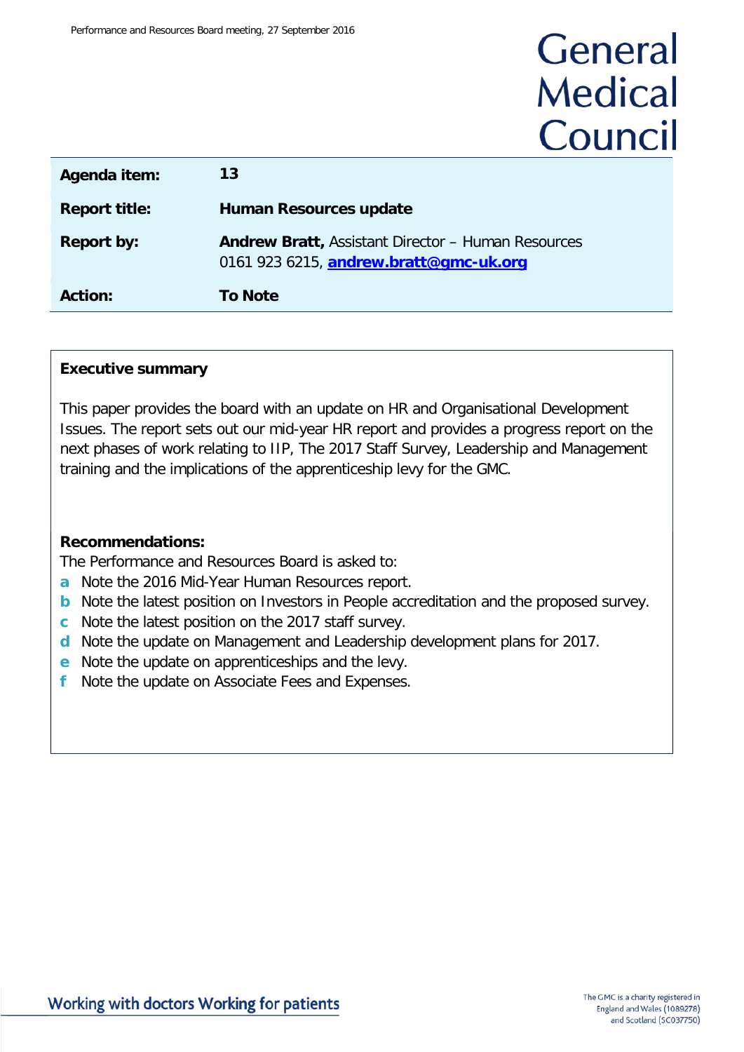General Medical Council

| | |
|---|---|
| **Agenda item:** | **13** |
| **Report title:** | **Human Resources update** |
| **Report by:** | **Andrew Bratt,** Assistant Director – Human Resources 0161 923 6215, **andrew.bratt@gmc-uk.org** |
| **Action:** | **To Note** |

**Executive summary**

This paper provides the board with an update on HR and Organisational Development Issues. The report sets out our mid-year HR report and provides a progress report on the next phases of work relating to IIP, The 2017 Staff Survey, Leadership and Management training and the implications of the apprenticeship levy for the GMC.

**Recommendations:**

The Performance and Resources Board is asked to:

- **a** Note the 2016 Mid-Year Human Resources report.
- **b** Note the latest position on Investors in People accreditation and the proposed survey.
- **c** Note the latest position on the 2017 staff survey.
- **d** Note the update on Management and Leadership development plans for 2017.
- **e** Note the update on apprenticeships and the levy.
- **f** Note the update on Associate Fees and Expenses.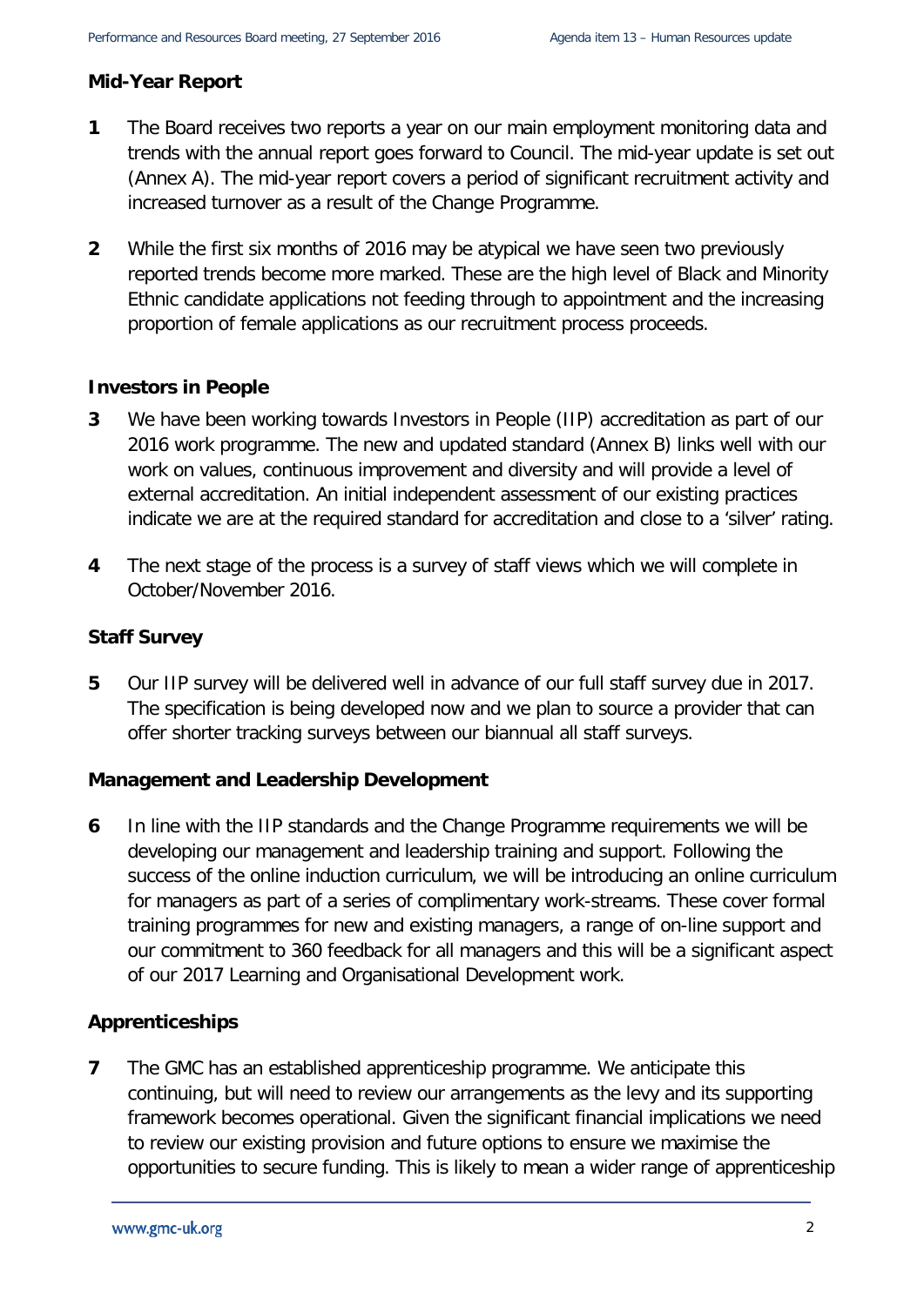### Mid-Year Report

**1** The Board receives two reports a year on our main employment monitoring data and trends with the annual report goes forward to Council. The mid-year update is set out (Annex A). The mid-year report covers a period of significant recruitment activity and increased turnover as a result of the Change Programme.

**2** While the first six months of 2016 may be atypical we have seen two previously reported trends become more marked. These are the high level of Black and Minority Ethnic candidate applications not feeding through to appointment and the increasing proportion of female applications as our recruitment process proceeds.

### Investors in People

**3** We have been working towards Investors in People (IIP) accreditation as part of our 2016 work programme. The new and updated standard (Annex B) links well with our work on values, continuous improvement and diversity and will provide a level of external accreditation. An initial independent assessment of our existing practices indicate we are at the required standard for accreditation and close to a 'silver' rating.

**4** The next stage of the process is a survey of staff views which we will complete in October/November 2016.

### Staff Survey

**5** Our IIP survey will be delivered well in advance of our full staff survey due in 2017. The specification is being developed now and we plan to source a provider that can offer shorter tracking surveys between our biannual all staff surveys.

### Management and Leadership Development

**6** In line with the IIP standards and the Change Programme requirements we will be developing our management and leadership training and support. Following the success of the online induction curriculum, we will be introducing an online curriculum for managers as part of a series of complimentary work-streams. These cover formal training programmes for new and existing managers, a range of on-line support and our commitment to 360 feedback for all managers and this will be a significant aspect of our 2017 Learning and Organisational Development work.

### Apprenticeships

**7** The GMC has an established apprenticeship programme. We anticipate this continuing, but will need to review our arrangements as the levy and its supporting framework becomes operational. Given the significant financial implications we need to review our existing provision and future options to ensure we maximise the opportunities to secure funding. This is likely to mean a wider range of apprenticeship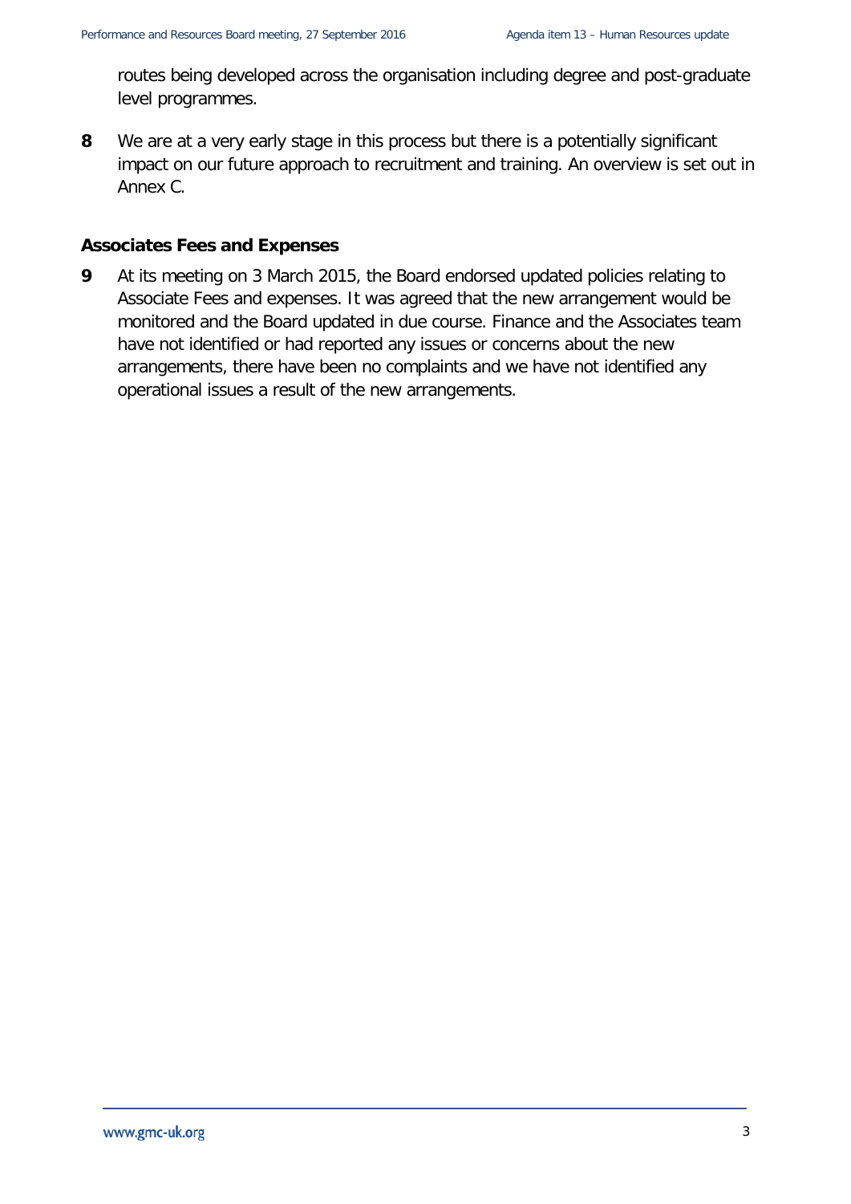routes being developed across the organisation including degree and post-graduate level programmes.

**8** We are at a very early stage in this process but there is a potentially significant impact on our future approach to recruitment and training. An overview is set out in Annex C.

### Associates Fees and Expenses

**9** At its meeting on 3 March 2015, the Board endorsed updated policies relating to Associate Fees and expenses. It was agreed that the new arrangement would be monitored and the Board updated in due course. Finance and the Associates team have not identified or had reported any issues or concerns about the new arrangements, there have been no complaints and we have not identified any operational issues a result of the new arrangements.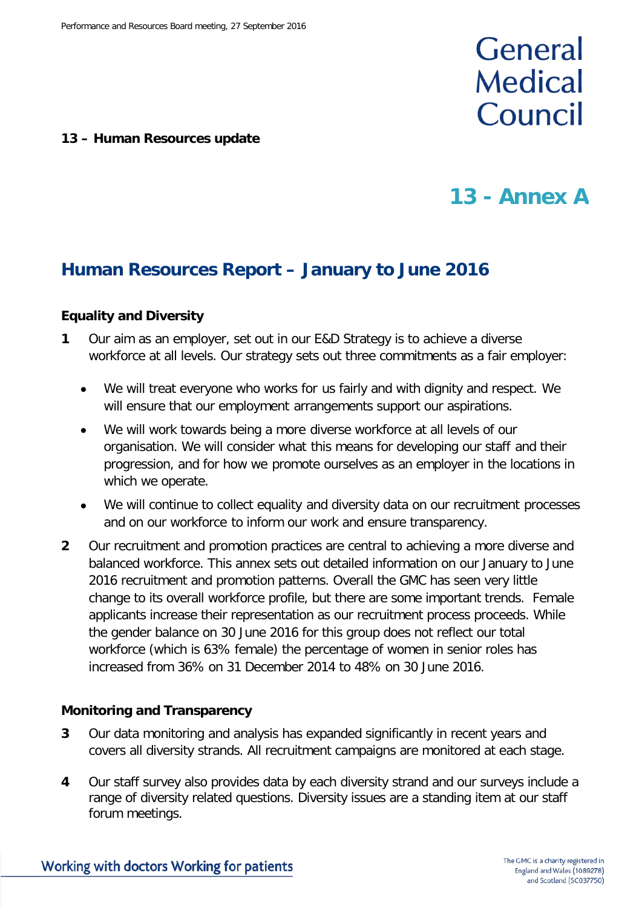**13 – Human Resources update**

# 13 - Annex A

## Human Resources Report – January to June 2016

### Equality and Diversity

**1** Our aim as an employer, set out in our E&D Strategy is to achieve a diverse workforce at all levels. Our strategy sets out three commitments as a fair employer:

- We will treat everyone who works for us fairly and with dignity and respect. We will ensure that our employment arrangements support our aspirations.
- We will work towards being a more diverse workforce at all levels of our organisation. We will consider what this means for developing our staff and their progression, and for how we promote ourselves as an employer in the locations in which we operate.
- We will continue to collect equality and diversity data on our recruitment processes and on our workforce to inform our work and ensure transparency.

**2** Our recruitment and promotion practices are central to achieving a more diverse and balanced workforce. This annex sets out detailed information on our January to June 2016 recruitment and promotion patterns. Overall the GMC has seen very little change to its overall workforce profile, but there are some important trends. Female applicants increase their representation as our recruitment process proceeds. While the gender balance on 30 June 2016 for this group does not reflect our total workforce (which is 63% female) the percentage of women in senior roles has increased from 36% on 31 December 2014 to 48% on 30 June 2016.

### Monitoring and Transparency

**3** Our data monitoring and analysis has expanded significantly in recent years and covers all diversity strands. All recruitment campaigns are monitored at each stage.

**4** Our staff survey also provides data by each diversity strand and our surveys include a range of diversity related questions. Diversity issues are a standing item at our staff forum meetings.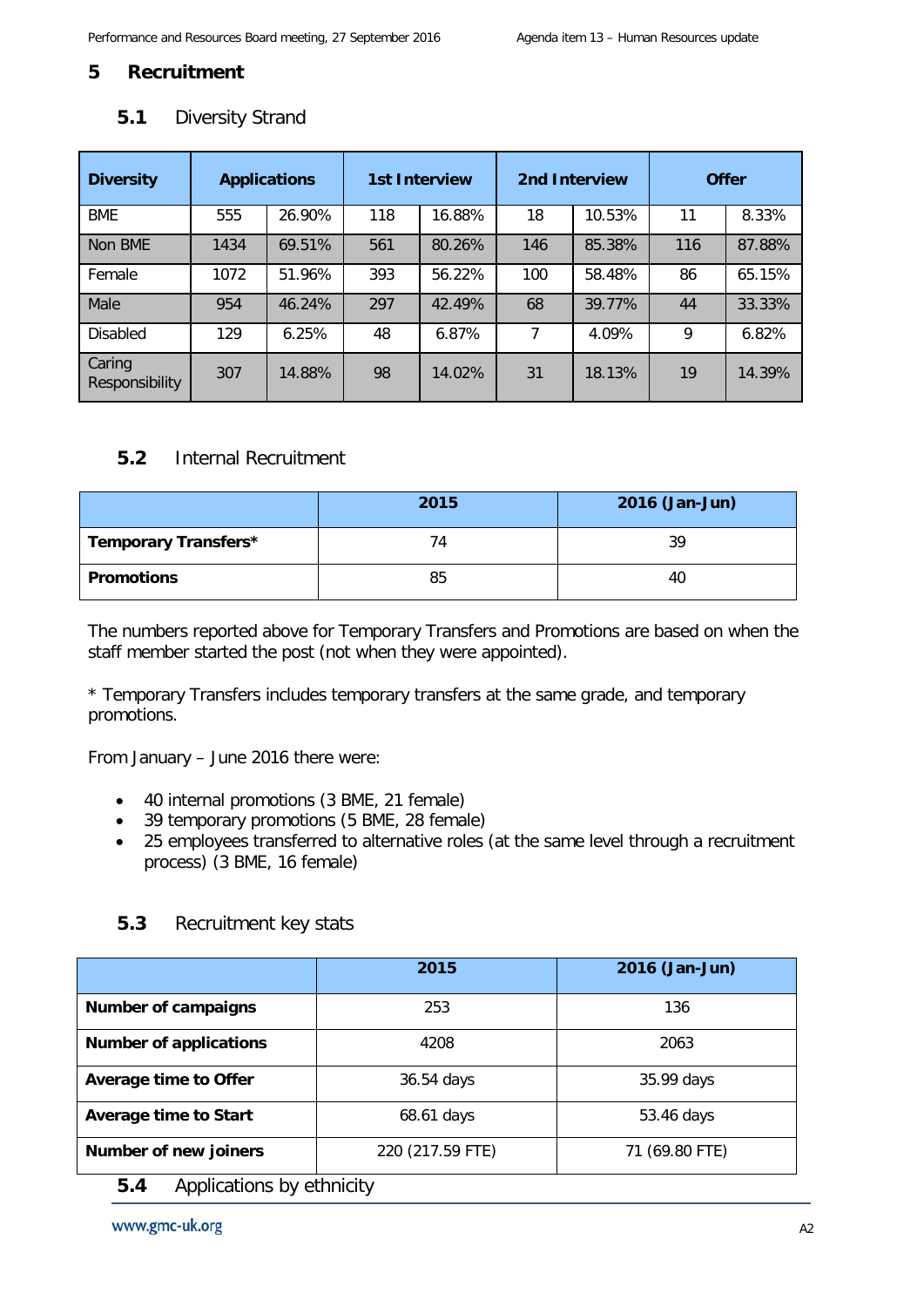## 5 Recruitment

### 5.1 Diversity Strand

| Diversity | Applications | | 1st Interview | | 2nd Interview | | Offer | |
|---|---|---|---|---|---|---|---|---|
| BME | 555 | 26.90% | 118 | 16.88% | 18 | 10.53% | 11 | 8.33% |
| Non BME | 1434 | 69.51% | 561 | 80.26% | 146 | 85.38% | 116 | 87.88% |
| Female | 1072 | 51.96% | 393 | 56.22% | 100 | 58.48% | 86 | 65.15% |
| Male | 954 | 46.24% | 297 | 42.49% | 68 | 39.77% | 44 | 33.33% |
| Disabled | 129 | 6.25% | 48 | 6.87% | 7 | 4.09% | 9 | 6.82% |
| Caring Responsibility | 307 | 14.88% | 98 | 14.02% | 31 | 18.13% | 19 | 14.39% |

### 5.2 Internal Recruitment

| | 2015 | 2016 (Jan-Jun) |
|---|---|---|
| **Temporary Transfers*** | 74 | 39 |
| **Promotions** | 85 | 40 |

The numbers reported above for Temporary Transfers and Promotions are based on when the staff member started the post (not when they were appointed).

* Temporary Transfers includes temporary transfers at the same grade, and temporary promotions.

From January – June 2016 there were:

- 40 internal promotions (3 BME, 21 female)
- 39 temporary promotions (5 BME, 28 female)
- 25 employees transferred to alternative roles (at the same level through a recruitment process) (3 BME, 16 female)

### 5.3 Recruitment key stats

| | 2015 | 2016 (Jan-Jun) |
|---|---|---|
| **Number of campaigns** | 253 | 136 |
| **Number of applications** | 4208 | 2063 |
| **Average time to Offer** | 36.54 days | 35.99 days |
| **Average time to Start** | 68.61 days | 53.46 days |
| **Number of new joiners** | 220 (217.59 FTE) | 71 (69.80 FTE) |

### 5.4 Applications by ethnicity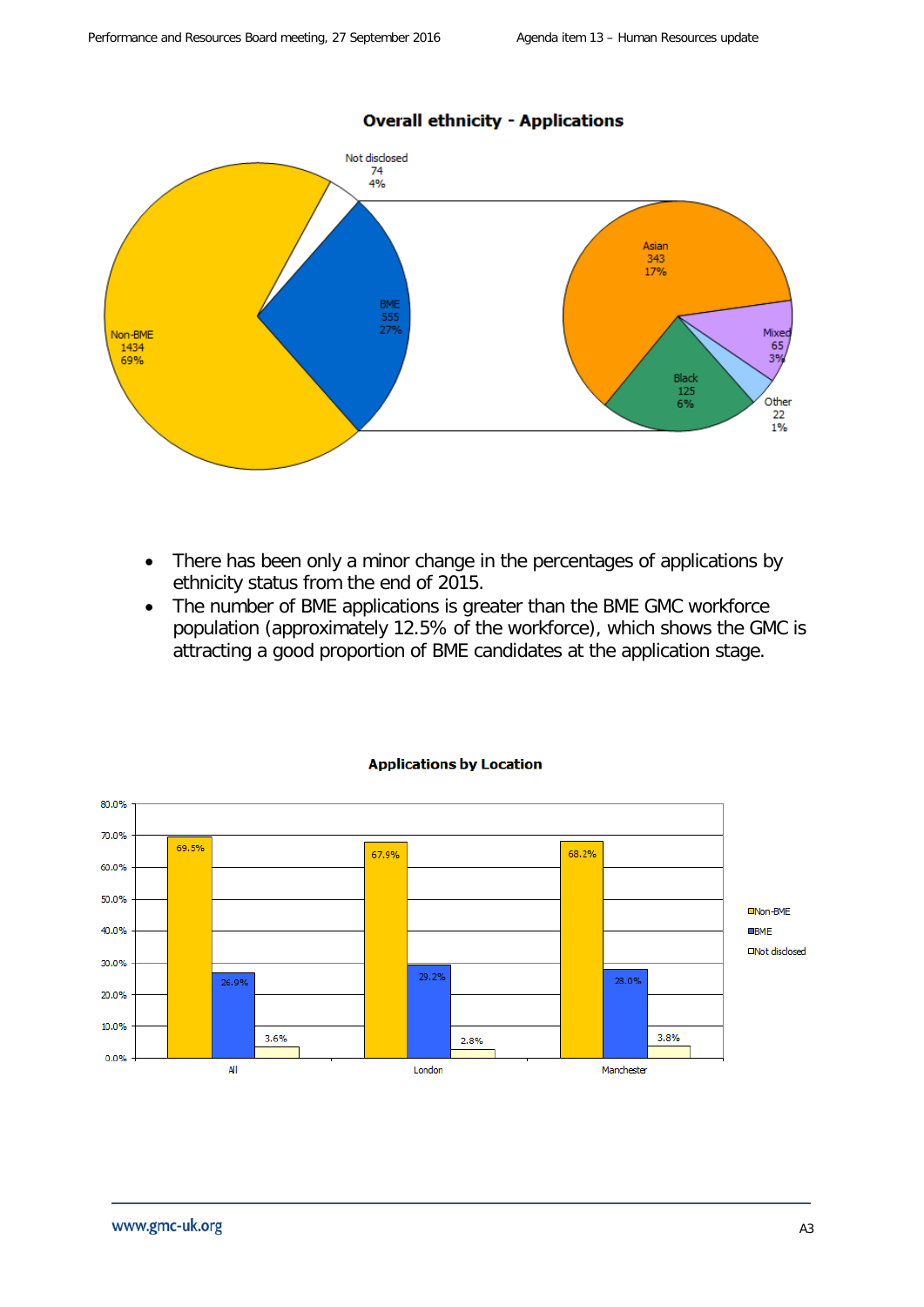**Overall ethnicity - Applications**

| Category | Number | Percentage |
|---|---|---|
| Non-BME | 1434 | 69% |
| BME | 555 | 27% |
| Not disclosed | 74 | 4% |

| BME breakdown | Number | Percentage |
|---|---|---|
| Asian | 343 | 17% |
| Black | 125 | 6% |
| Mixed | 65 | 3% |
| Other | 22 | 1% |

- There has been only a minor change in the percentages of applications by ethnicity status from the end of 2015.
- The number of BME applications is greater than the BME GMC workforce population (approximately 12.5% of the workforce), which shows the GMC is attracting a good proportion of BME candidates at the application stage.

**Applications by Location**

| Location | Non-BME | BME | Not disclosed |
|---|---|---|---|
| All | 69.5% | 26.9% | 3.6% |
| London | 67.9% | 29.2% | 2.8% |
| Manchester | 68.2% | 28.0% | 3.8% |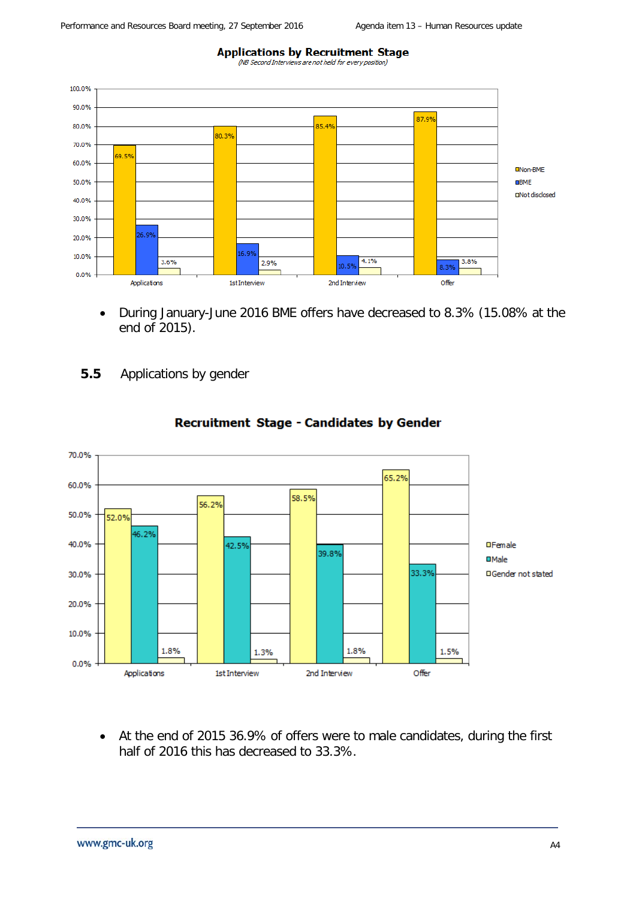**Applications by Recruitment Stage**

*(NB Second Interviews are not held for every position)*

| | Applications | 1st Interview | 2nd Interview | Offer |
|---|---|---|---|---|
| Non-BME | 69.5% | 80.3% | 85.4% | 87.9% |
| BME | 26.9% | 16.9% | 10.5% | 8.3% |
| Not disclosed | 3.6% | 2.9% | 4.1% | 3.8% |

- During January-June 2016 BME offers have decreased to 8.3% (15.08% at the end of 2015).

## 5.5 Applications by gender

**Recruitment Stage - Candidates by Gender**

| | Applications | 1st Interview | 2nd Interview | Offer |
|---|---|---|---|---|
| Female | 52.0% | 56.2% | 58.5% | 65.2% |
| Male | 46.2% | 42.5% | 39.8% | 33.3% |
| Gender not stated | 1.8% | 1.3% | 1.8% | 1.5% |

- At the end of 2015 36.9% of offers were to male candidates, during the first half of 2016 this has decreased to 33.3%.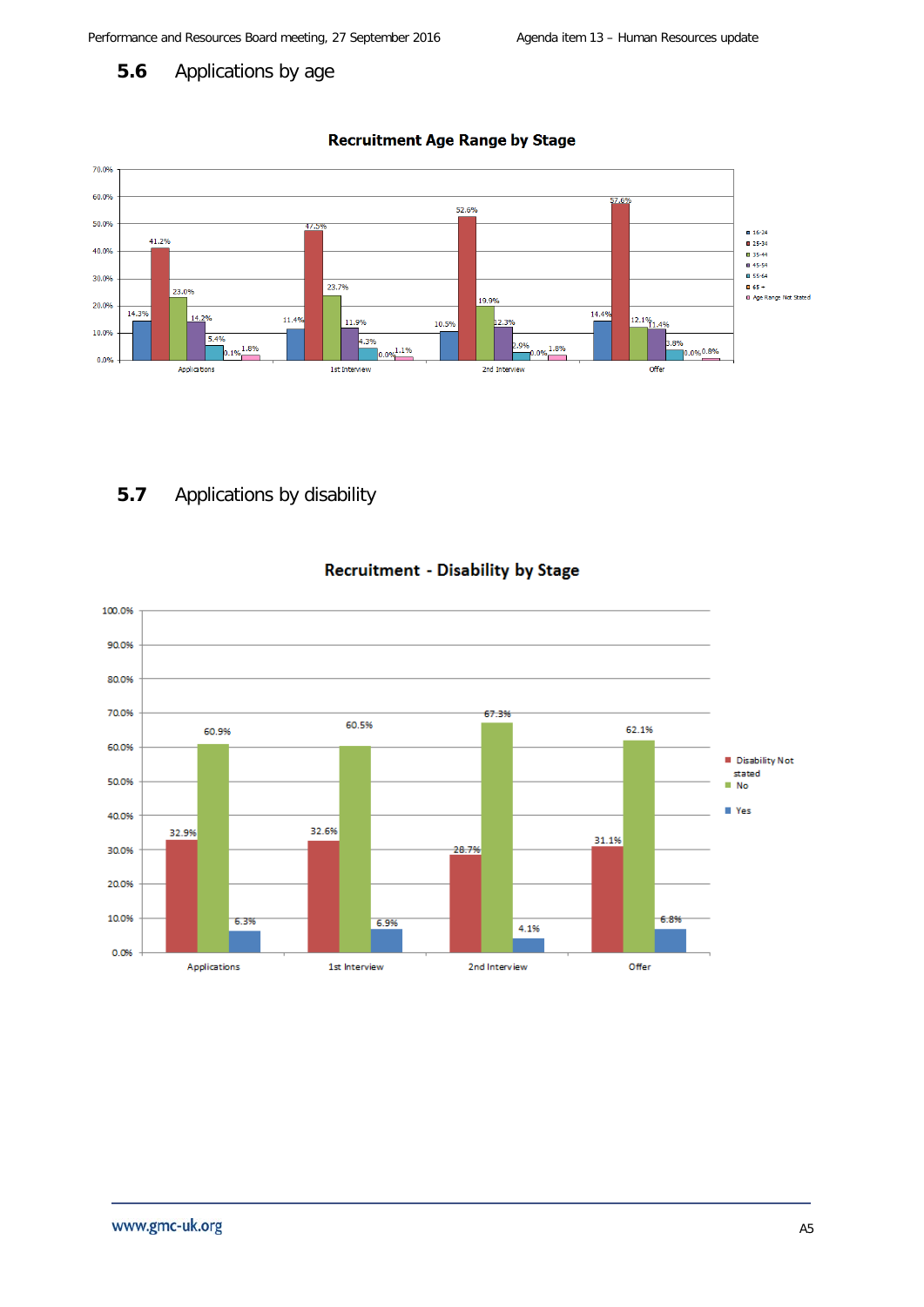## 5.6 Applications by age

**Recruitment Age Range by Stage**

| Stage | 16-24 | 25-34 | 35-44 | 45-54 | 55-64 | 65 + | Age Range Not Stated |
|---|---|---|---|---|---|---|---|
| Applications | 14.3% | 41.2% | 23.0% | 14.2% | 5.4% | 0.1% | 1.8% |
| 1st Interview | 11.4% | 47.5% | 23.7% | 11.9% | 4.3% | 0.0% | 1.1% |
| 2nd Interview | 10.5% | 52.6% | 19.9% | 12.3% | 2.9% | 0.0% | 1.8% |
| Offer | 14.4% | 57.6% | 12.1% | 11.4% | 3.8% | 0.0% | 0.8% |

## 5.7 Applications by disability

**Recruitment - Disability by Stage**

| Stage | Disability Not stated | No | Yes |
|---|---|---|---|
| Applications | 32.9% | 60.9% | 6.3% |
| 1st Interview | 32.6% | 60.5% | 6.9% |
| 2nd Interview | 28.7% | 67.3% | 4.1% |
| Offer | 31.1% | 62.1% | 6.8% |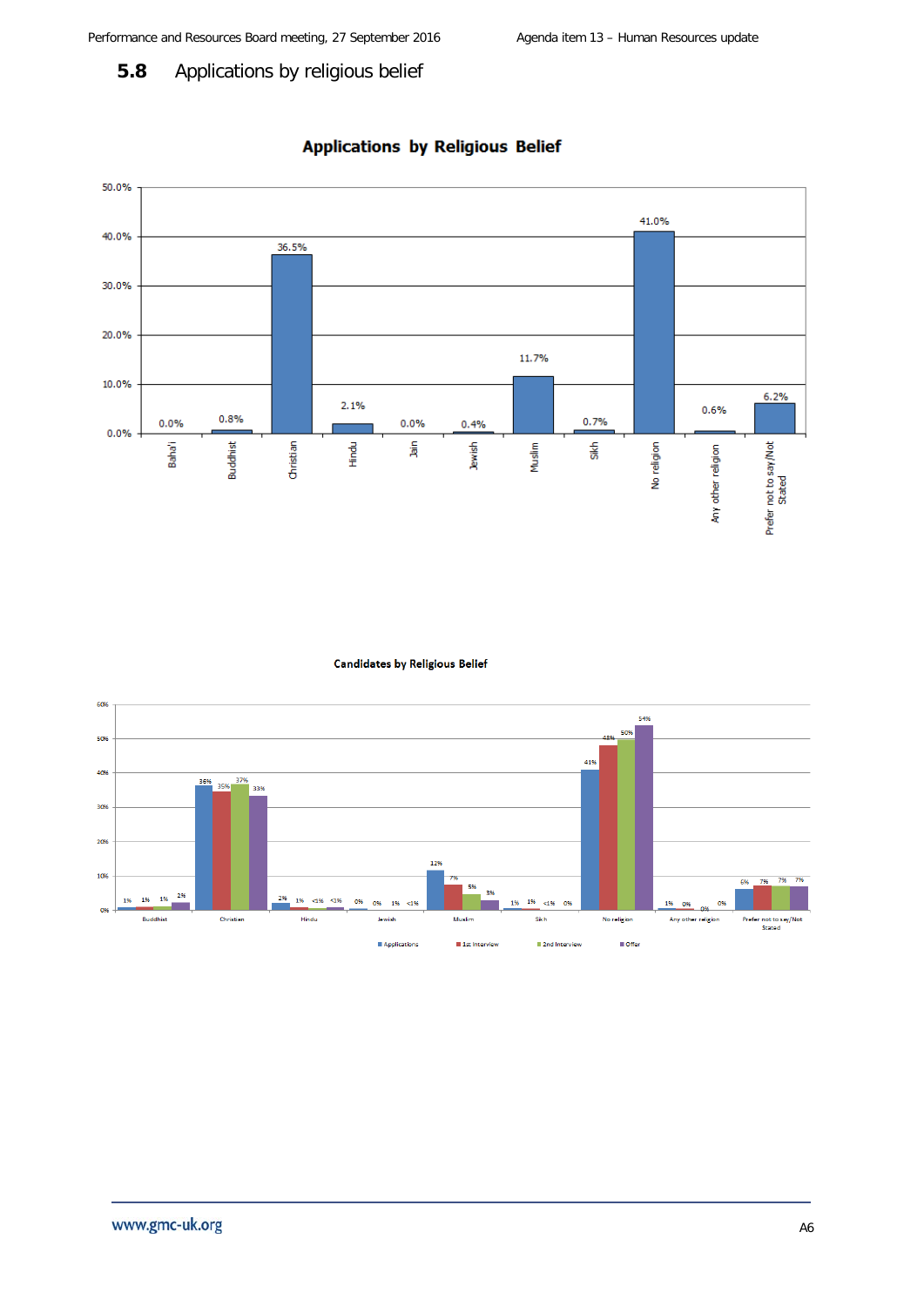## 5.8 Applications by religious belief

**Applications by Religious Belief**

| Religious belief | Applications |
|---|---|
| Baha'i | 0.0% |
| Buddhist | 0.8% |
| Christian | 36.5% |
| Hindu | 2.1% |
| Jain | 0.0% |
| Jewish | 0.4% |
| Muslim | 11.7% |
| Sikh | 0.7% |
| No religion | 41.0% |
| Any other religion | 0.6% |
| Prefer not to say/Not Stated | 6.2% |

**Candidates by Religious Belief**

| Religious belief | Applications | 1st Interview | 2nd Interview | Offer |
|---|---|---|---|---|
| Buddhist | 1% | 1% | 1% | 2% |
| Christian | 36% | 35% | 37% | 33% |
| Hindu | 2% | 1% | <1% | <1% |
| Jewish | 0% | 0% | 1% | <1% |
| Muslim | 12% | 7% | 5% | 3% |
| Sikh | 1% | 1% | <1% | 0% |
| No religion | 41% | 48% | 50% | 54% |
| Any other religion | 1% | 0% | 0% | 0% |
| Prefer not to say/Not Stated | 6% | 7% | 7% | 7% |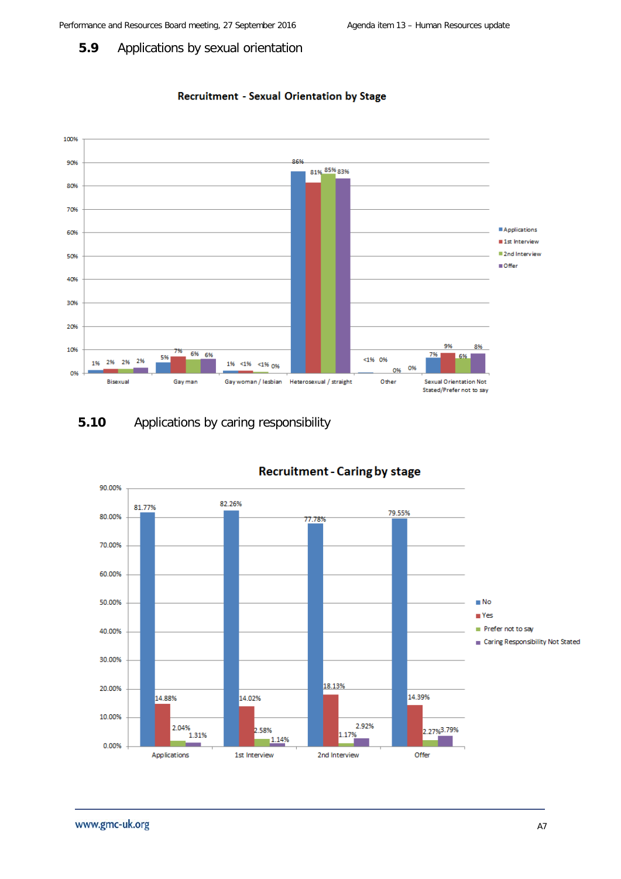### 5.9 Applications by sexual orientation

**Recruitment - Sexual Orientation by Stage**

| | Applications | 1st Interview | 2nd Interview | Offer |
|---|---|---|---|---|
| Bisexual | 1% | 2% | 2% | 2% |
| Gay man | 5% | 7% | 6% | 6% |
| Gay woman / lesbian | 1% | <1% | <1% | 0% |
| Heterosexual / straight | 86% | 81% | 85% | 83% |
| Other | <1% | 0% | 0% | 0% |
| Sexual Orientation Not Stated/Prefer not to say | 7% | 9% | 6% | 8% |

### 5.10 Applications by caring responsibility

**Recruitment - Caring by stage**

| | Applications | 1st Interview | 2nd Interview | Offer |
|---|---|---|---|---|
| No | 81.77% | 82.26% | 77.78% | 79.55% |
| Yes | 14.88% | 14.02% | 18.13% | 14.39% |
| Prefer not to say | 2.04% | 2.58% | 1.17% | 2.27% |
| Caring Responsibility Not Stated | 1.31% | 1.14% | 2.92% | 3.79% |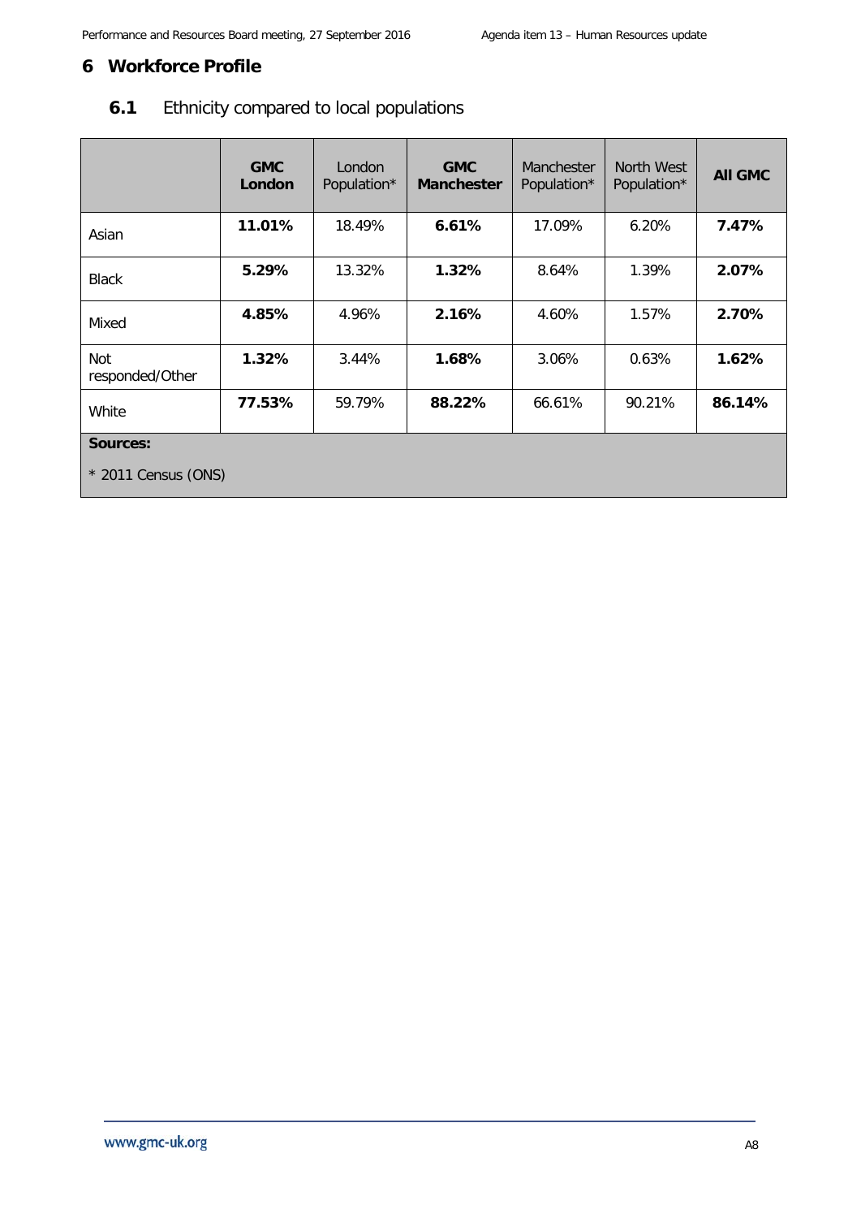## 6 Workforce Profile

### 6.1 Ethnicity compared to local populations

| | **GMC London** | London Population* | **GMC Manchester** | Manchester Population* | North West Population* | **All GMC** |
|---|---|---|---|---|---|---|
| Asian | **11.01%** | 18.49% | **6.61%** | 17.09% | 6.20% | **7.47%** |
| Black | **5.29%** | 13.32% | **1.32%** | 8.64% | 1.39% | **2.07%** |
| Mixed | **4.85%** | 4.96% | **2.16%** | 4.60% | 1.57% | **2.70%** |
| Not responded/Other | **1.32%** | 3.44% | **1.68%** | 3.06% | 0.63% | **1.62%** |
| White | **77.53%** | 59.79% | **88.22%** | 66.61% | 90.21% | **86.14%** |

**Sources:**

* 2011 Census (ONS)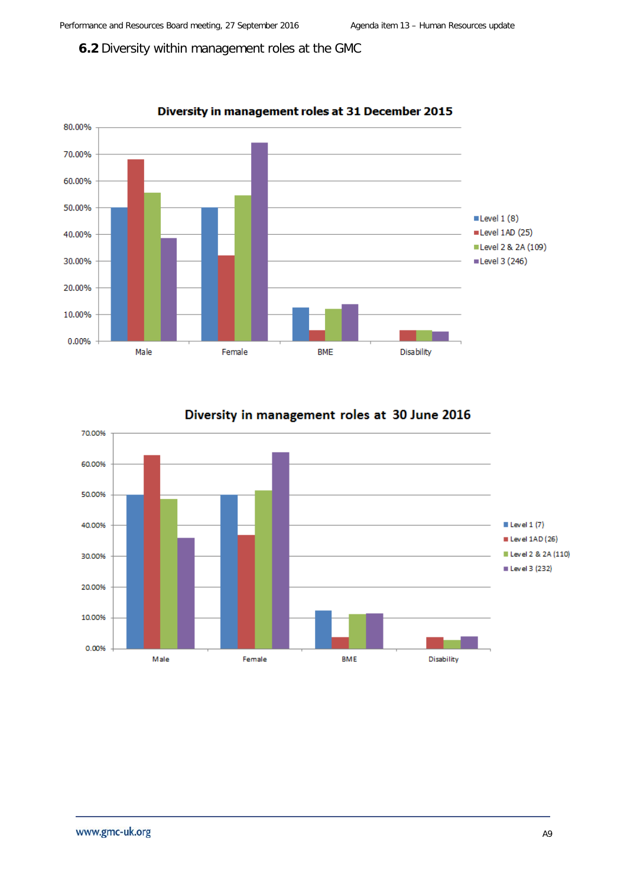## 6.2 Diversity within management roles at the GMC

**Diversity in management roles at 31 December 2015**

Level 1 (8)
Level 1AD (25)
Level 2 & 2A (109)
Level 3 (246)

Male | Female | BME | Disability

**Diversity in management roles at 30 June 2016**

Level 1 (7)
Level 1AD (26)
Level 2 & 2A (110)
Level 3 (232)

Male | Female | BME | Disability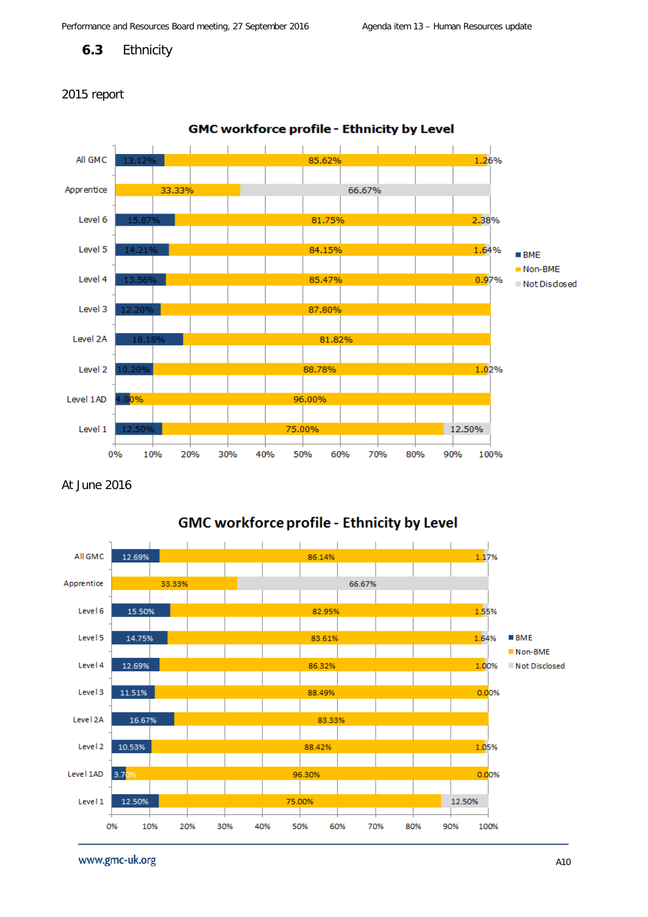## 6.3 Ethnicity

2015 report

**GMC workforce profile - Ethnicity by Level**

| Level | BME | Non-BME | Not Disclosed |
|---|---|---|---|
| All GMC | 13.12% | 85.62% | 1.26% |
| Apprentice | | 33.33% | 66.67% |
| Level 6 | 15.87% | 81.75% | 2.38% |
| Level 5 | 14.21% | 84.15% | 1.64% |
| Level 4 | 13.56% | 85.47% | 0.97% |
| Level 3 | 12.20% | 87.80% | |
| Level 2A | 18.18% | 81.82% | |
| Level 2 | 10.20% | 88.78% | 1.02% |
| Level 1AD | 4.00% | 96.00% | |
| Level 1 | 12.50% | 75.00% | 12.50% |

At June 2016

**GMC workforce profile - Ethnicity by Level**

| Level | BME | Non-BME | Not Disclosed |
|---|---|---|---|
| All GMC | 12.69% | 86.14% | 1.17% |
| Apprentice | | 33.33% | 66.67% |
| Level 6 | 15.50% | 82.95% | 1.55% |
| Level 5 | 14.75% | 83.61% | 1.64% |
| Level 4 | 12.69% | 86.32% | 1.00% |
| Level 3 | 11.51% | 88.49% | 0.00% |
| Level 2A | 16.67% | 83.33% | |
| Level 2 | 10.53% | 88.42% | 1.05% |
| Level 1AD | 3.70% | 96.30% | 0.00% |
| Level 1 | 12.50% | 75.00% | 12.50% |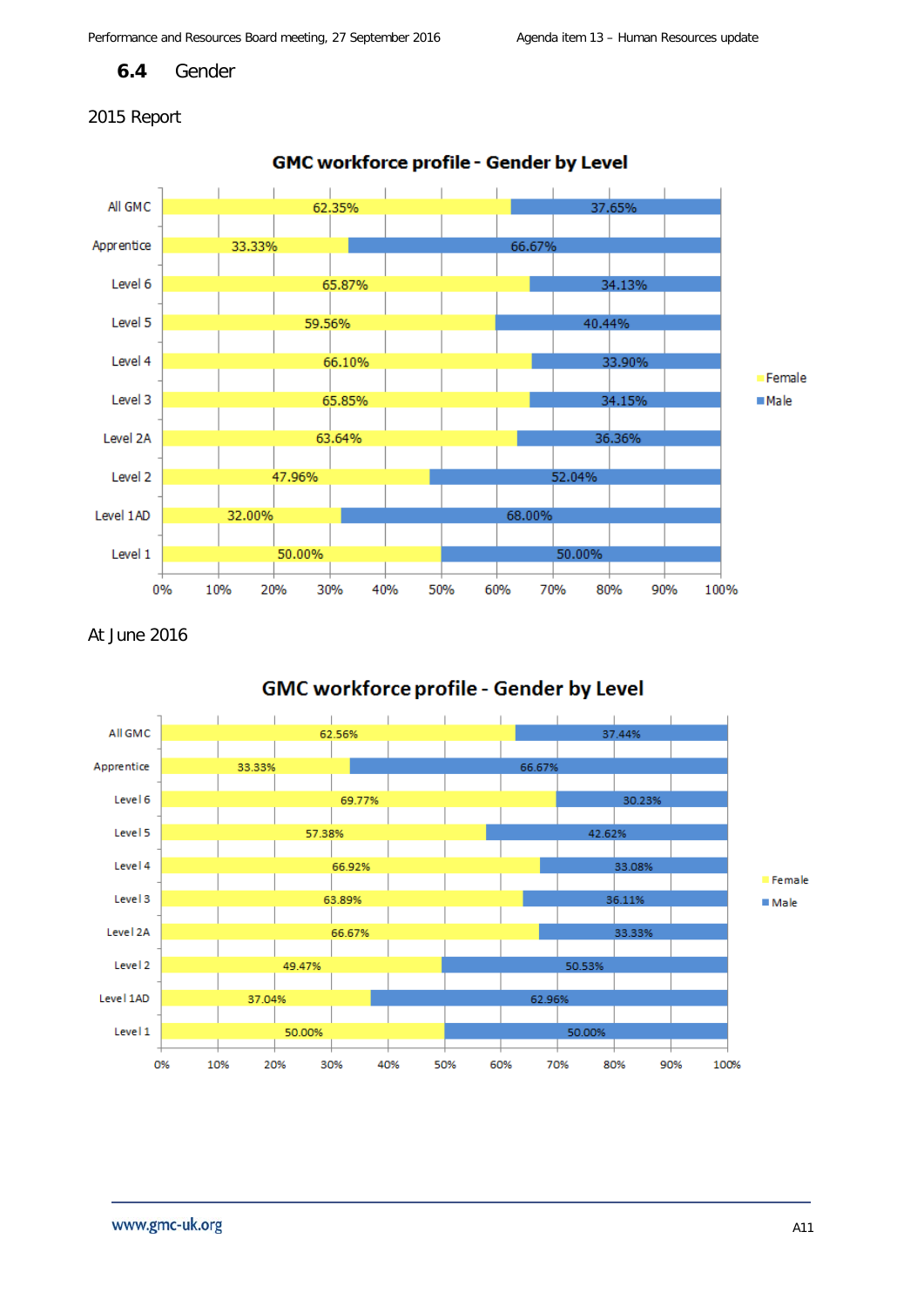### 6.4 Gender

2015 Report

**GMC workforce profile - Gender by Level**

| Level | Female | Male |
|---|---|---|
| All GMC | 62.35% | 37.65% |
| Apprentice | 33.33% | 66.67% |
| Level 6 | 65.87% | 34.13% |
| Level 5 | 59.56% | 40.44% |
| Level 4 | 66.10% | 33.90% |
| Level 3 | 65.85% | 34.15% |
| Level 2A | 63.64% | 36.36% |
| Level 2 | 47.96% | 52.04% |
| Level 1AD | 32.00% | 68.00% |
| Level 1 | 50.00% | 50.00% |

At June 2016

**GMC workforce profile - Gender by Level**

| Level | Female | Male |
|---|---|---|
| All GMC | 62.56% | 37.44% |
| Apprentice | 33.33% | 66.67% |
| Level 6 | 69.77% | 30.23% |
| Level 5 | 57.38% | 42.62% |
| Level 4 | 66.92% | 33.08% |
| Level 3 | 63.89% | 36.11% |
| Level 2A | 66.67% | 33.33% |
| Level 2 | 49.47% | 50.53% |
| Level 1AD | 37.04% | 62.96% |
| Level 1 | 50.00% | 50.00% |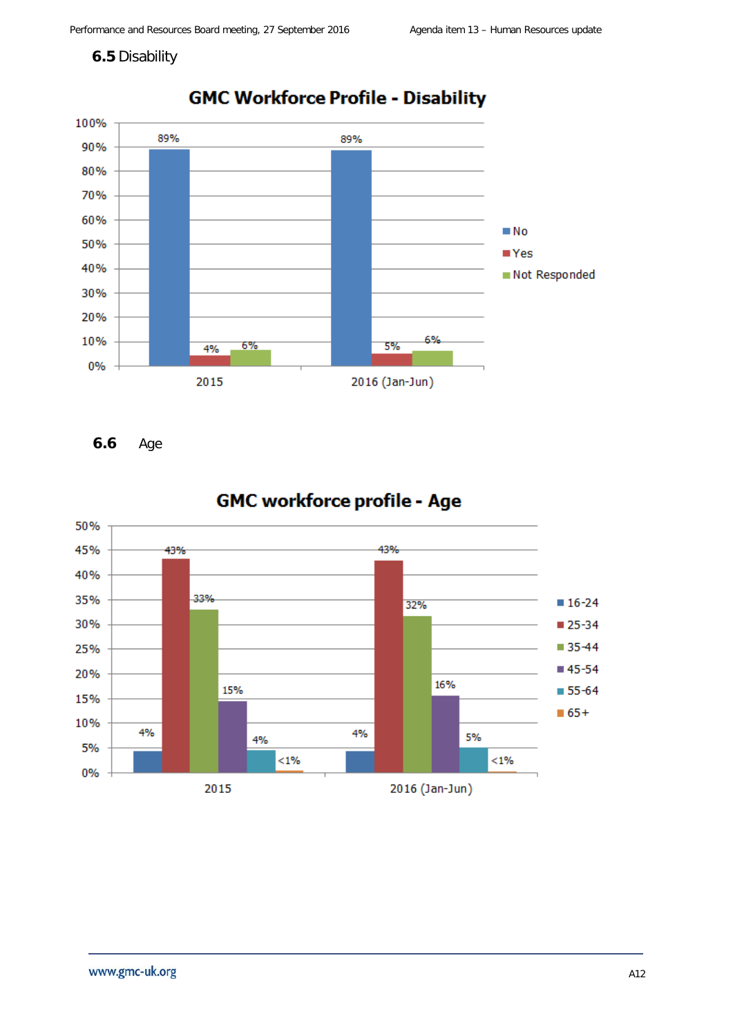### 6.5 Disability

**GMC Workforce Profile - Disability**

| | No | Yes | Not Responded |
|---|---|---|---|
| 2015 | 89% | 4% | 6% |
| 2016 (Jan-Jun) | 89% | 5% | 6% |

### 6.6 Age

**GMC workforce profile - Age**

| | 16-24 | 25-34 | 35-44 | 45-54 | 55-64 | 65+ |
|---|---|---|---|---|---|---|
| 2015 | 4% | 43% | 33% | 15% | 4% | <1% |
| 2016 (Jan-Jun) | 4% | 43% | 32% | 16% | 5% | <1% |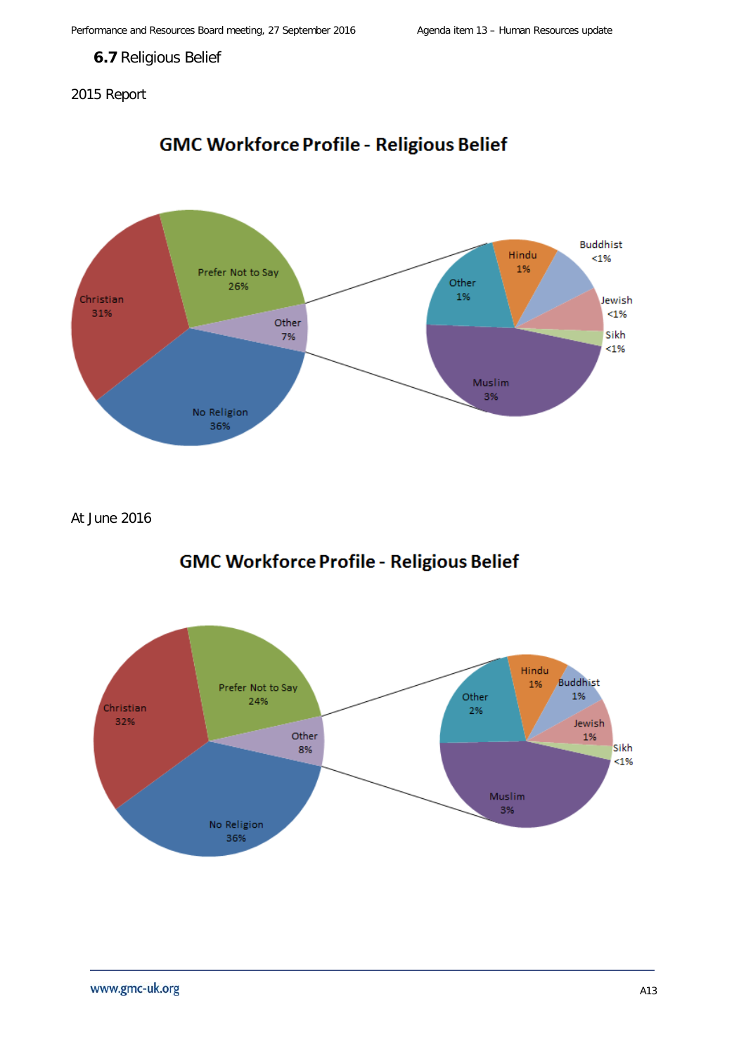### 6.7 Religious Belief

2015 Report

**GMC Workforce Profile - Religious Belief**

Christian 31%
Prefer Not to Say 26%
Other 7%
No Religion 36%

Other 1%
Hindu 1%
Buddhist <1%
Jewish <1%
Sikh <1%
Muslim 3%

At June 2016

**GMC Workforce Profile - Religious Belief**

Christian 32%
Prefer Not to Say 24%
Other 8%
No Religion 36%

Other 2%
Hindu 1%
Buddhist 1%
Jewish 1%
Sikh <1%
Muslim 3%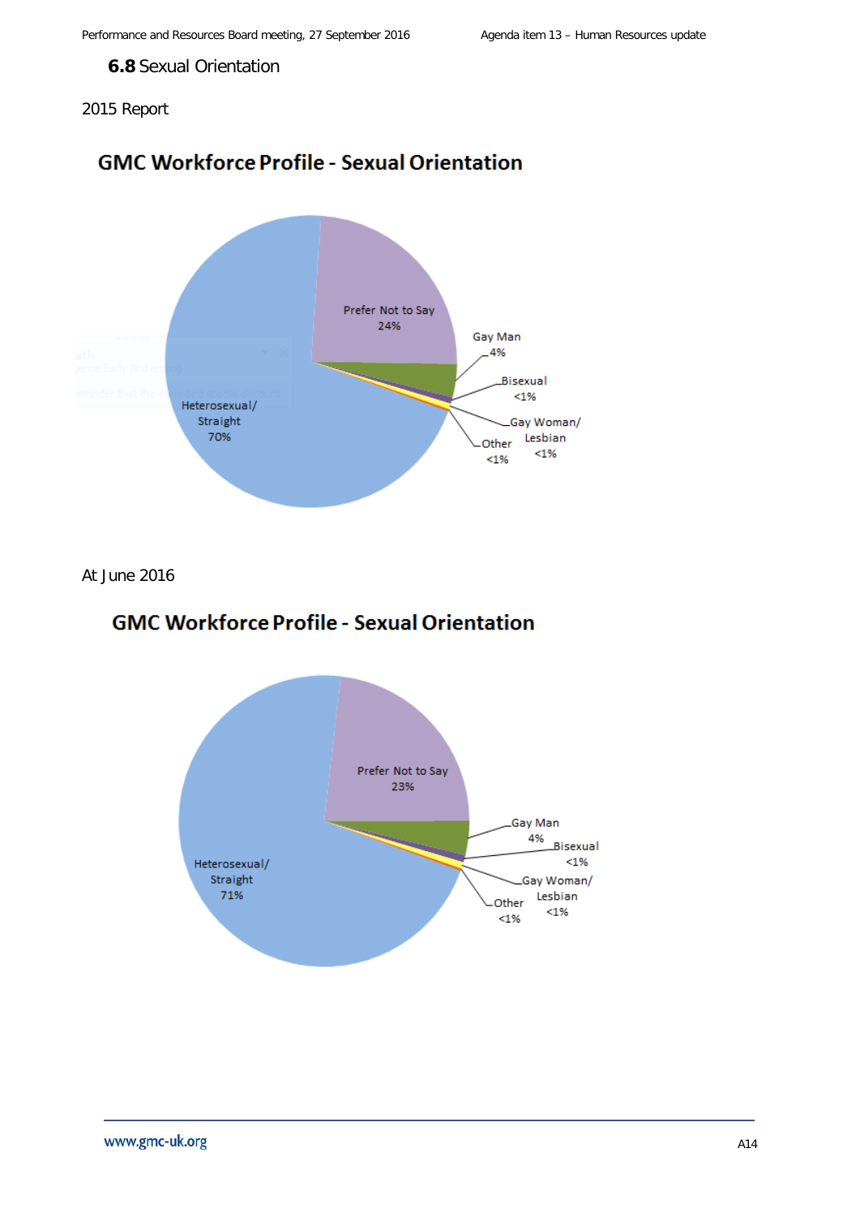### **6.8** Sexual Orientation

2015 Report

**GMC Workforce Profile - Sexual Orientation**

Prefer Not to Say 24%

Gay Man 4%

Bisexual <1%

Gay Woman/ Lesbian <1%

Other <1%

Heterosexual/ Straight 70%

At June 2016

**GMC Workforce Profile - Sexual Orientation**

Prefer Not to Say 23%

Gay Man 4%

Bisexual <1%

Gay Woman/ Lesbian <1%

Other <1%

Heterosexual/ Straight 71%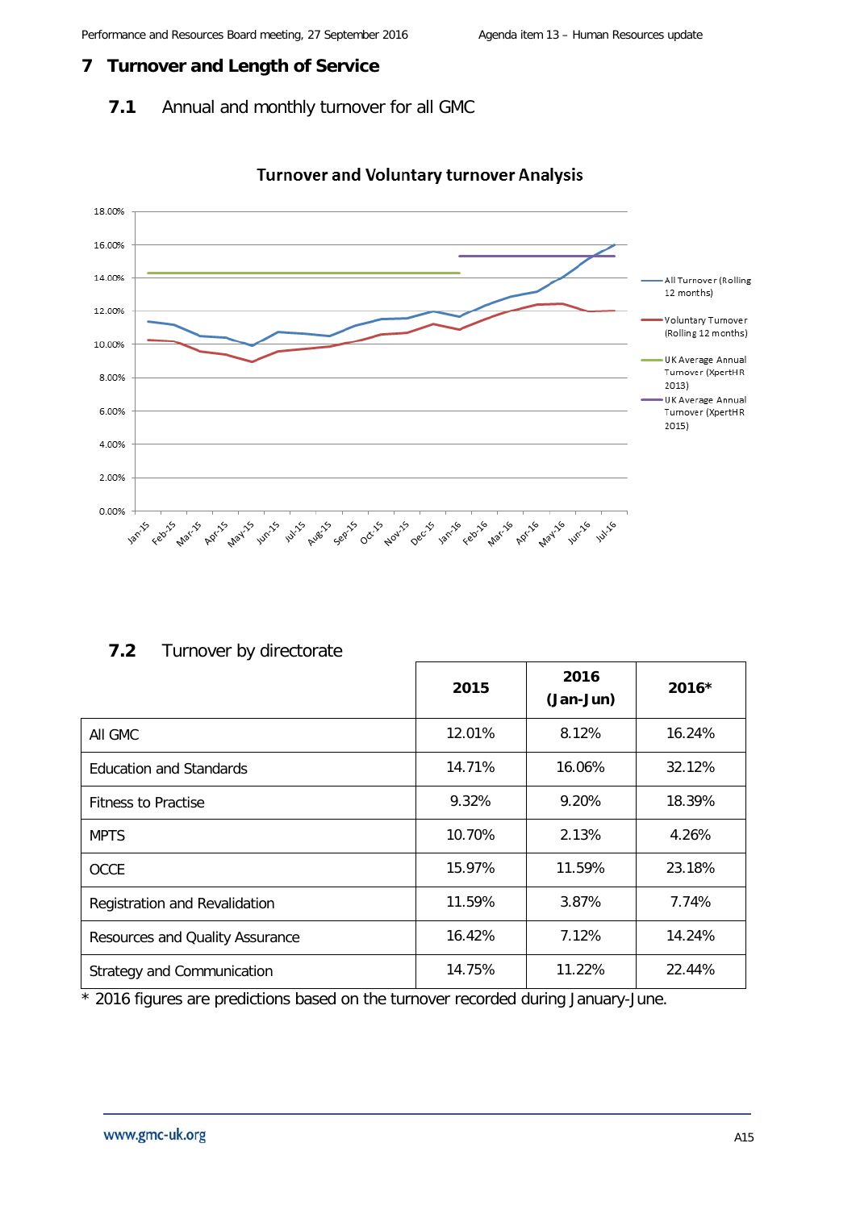## 7 Turnover and Length of Service

### 7.1 Annual and monthly turnover for all GMC

### 7.2 Turnover by directorate

| | 2015 | 2016 (Jan-Jun) | 2016* |
|---|---|---|---|
| All GMC | 12.01% | 8.12% | 16.24% |
| Education and Standards | 14.71% | 16.06% | 32.12% |
| Fitness to Practise | 9.32% | 9.20% | 18.39% |
| MPTS | 10.70% | 2.13% | 4.26% |
| OCCE | 15.97% | 11.59% | 23.18% |
| Registration and Revalidation | 11.59% | 3.87% | 7.74% |
| Resources and Quality Assurance | 16.42% | 7.12% | 14.24% |
| Strategy and Communication | 14.75% | 11.22% | 22.44% |

* 2016 figures are predictions based on the turnover recorded during January-June.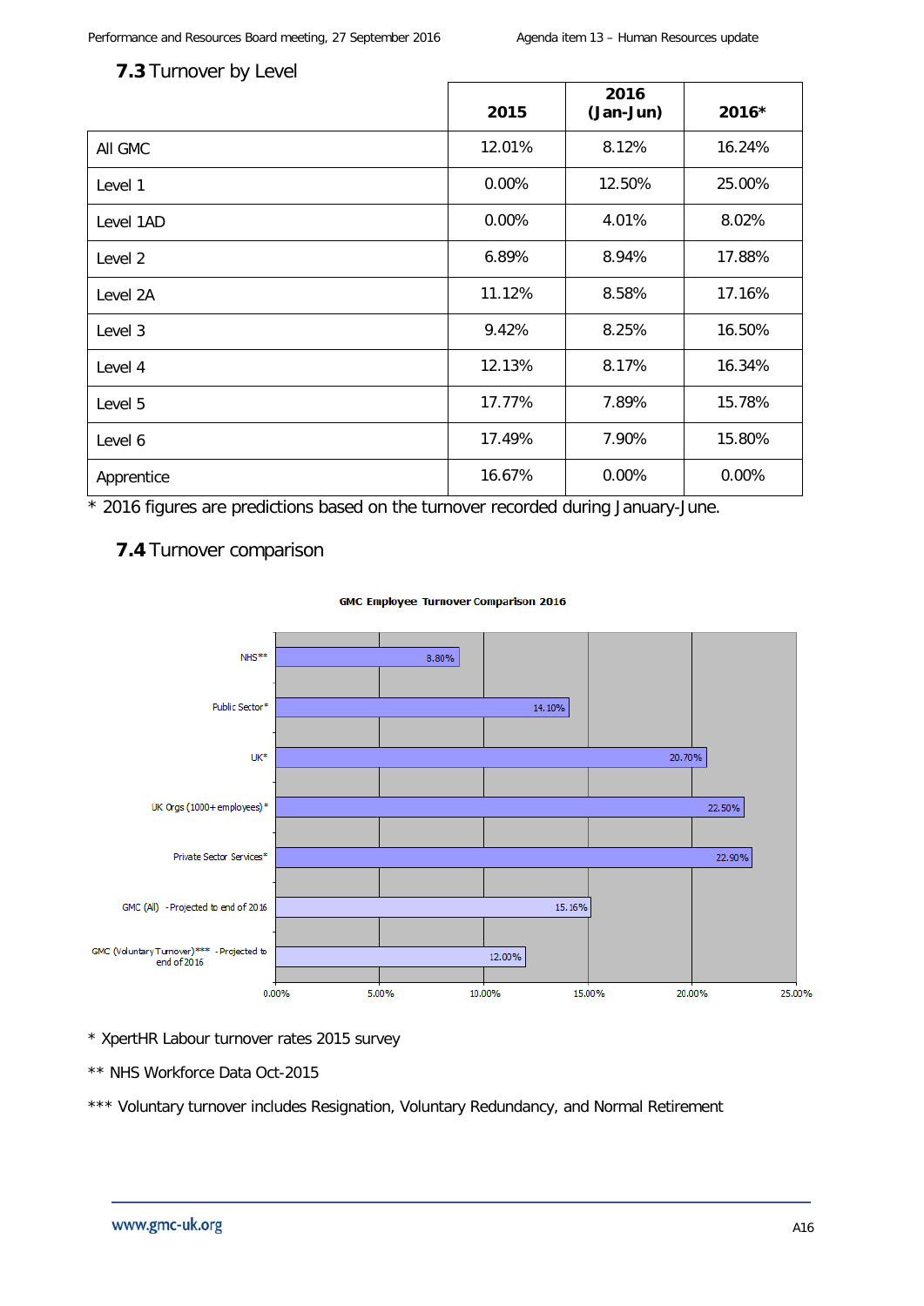### 7.3 Turnover by Level

| | 2015 | 2016 (Jan-Jun) | 2016* |
|---|---|---|---|
| All GMC | 12.01% | 8.12% | 16.24% |
| Level 1 | 0.00% | 12.50% | 25.00% |
| Level 1AD | 0.00% | 4.01% | 8.02% |
| Level 2 | 6.89% | 8.94% | 17.88% |
| Level 2A | 11.12% | 8.58% | 17.16% |
| Level 3 | 9.42% | 8.25% | 16.50% |
| Level 4 | 12.13% | 8.17% | 16.34% |
| Level 5 | 17.77% | 7.89% | 15.78% |
| Level 6 | 17.49% | 7.90% | 15.80% |
| Apprentice | 16.67% | 0.00% | 0.00% |

* 2016 figures are predictions based on the turnover recorded during January-June.

### 7.4 Turnover comparison

**GMC Employee Turnover Comparison 2016**

| Category | Turnover |
|---|---|
| NHS** | 8.80% |
| Public Sector* | 14.10% |
| UK* | 20.70% |
| UK Orgs (1000+ employees)* | 22.50% |
| Private Sector Services* | 22.90% |
| GMC (All) - Projected to end of 2016 | 15.16% |
| GMC (Voluntary Turnover)*** - Projected to end of 2016 | 12.00% |

* XpertHR Labour turnover rates 2015 survey

** NHS Workforce Data Oct-2015

*** Voluntary turnover includes Resignation, Voluntary Redundancy, and Normal Retirement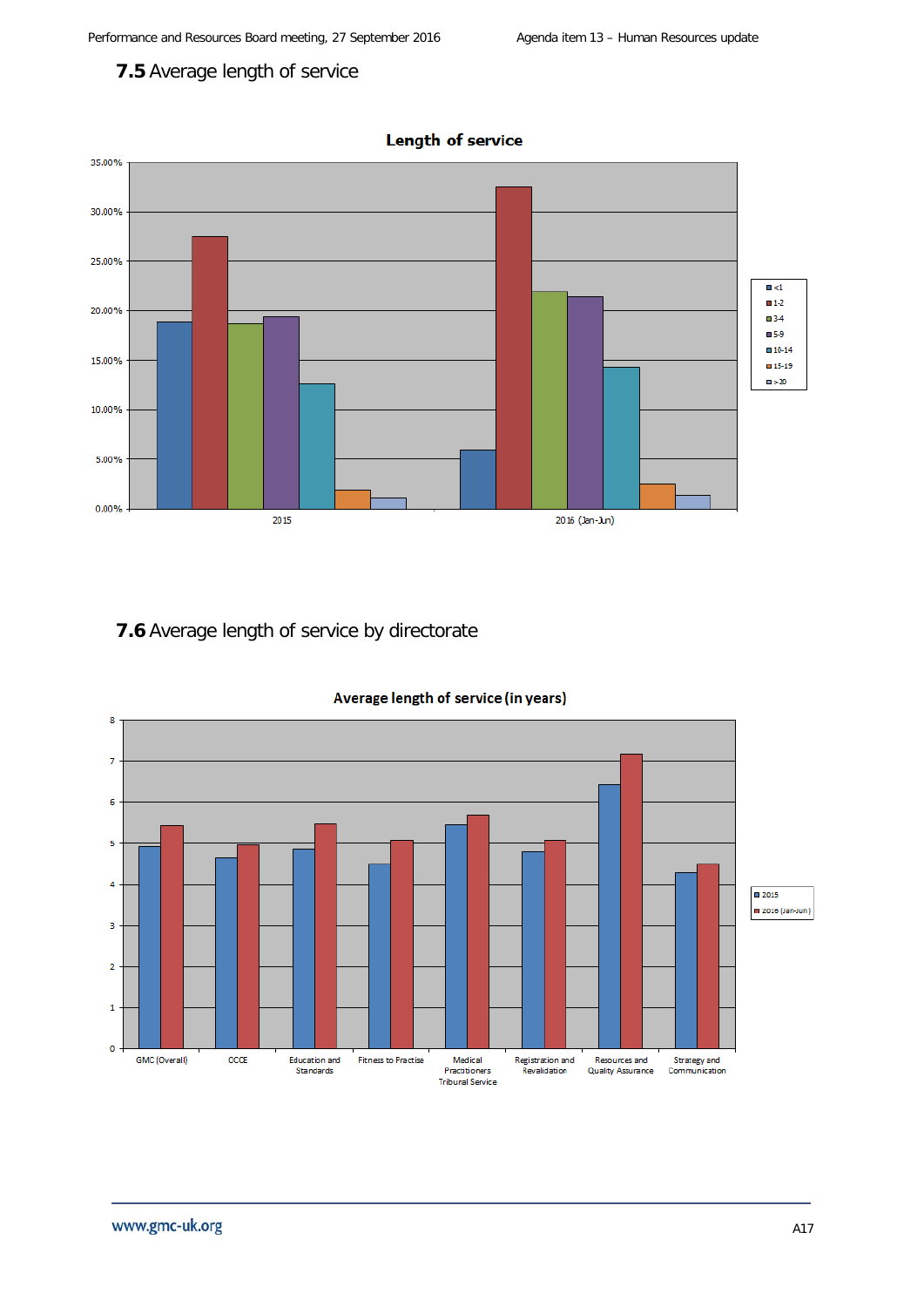## 7.5 Average length of service

**Length of service**

| | <1 | 1-2 | 3-4 | 5-9 | 10-14 | 15-19 | >20 |
|---|---|---|---|---|---|---|---|
| 2015 | | | | | | | |
| 2016 (Jan-Jun) | | | | | | | |

## 7.6 Average length of service by directorate

**Average length of service (in years)**

| | 2015 | 2016 (Jan-Jun) |
|---|---|---|
| GMC (Overall) | | |
| OCCE | | |
| Education and Standards | | |
| Fitness to Practise | | |
| Medical Practitioners Tribunal Service | | |
| Registration and Revalidation | | |
| Resources and Quality Assurance | | |
| Strategy and Communication | | |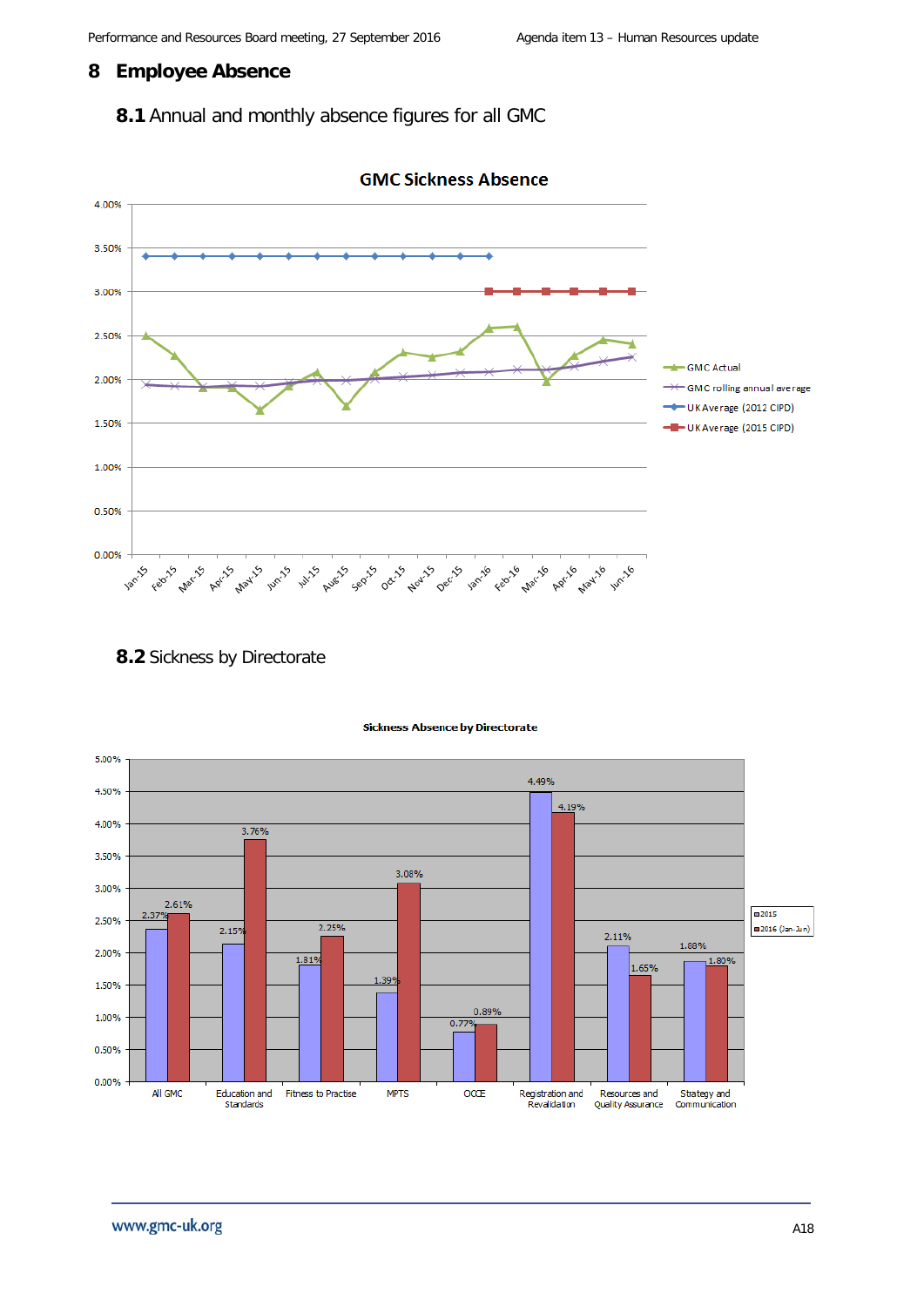# 8 Employee Absence

## 8.1 Annual and monthly absence figures for all GMC

**GMC Sickness Absence**

## 8.2 Sickness by Directorate

**Sickness Absence by Directorate**

| Directorate | 2015 | 2016 (Jan-Jun) |
|---|---|---|
| All GMC | 2.37% | 2.61% |
| Education and Standards | 2.15% | 3.76% |
| Fitness to Practise | 1.81% | 2.25% |
| MPTS | 1.39% | 3.08% |
| OCE | 0.77% | 0.89% |
| Registration and Revalidation | 4.49% | 4.19% |
| Resources and Quality Assurance | 2.11% | 1.65% |
| Strategy and Communication | 1.88% | 1.80% |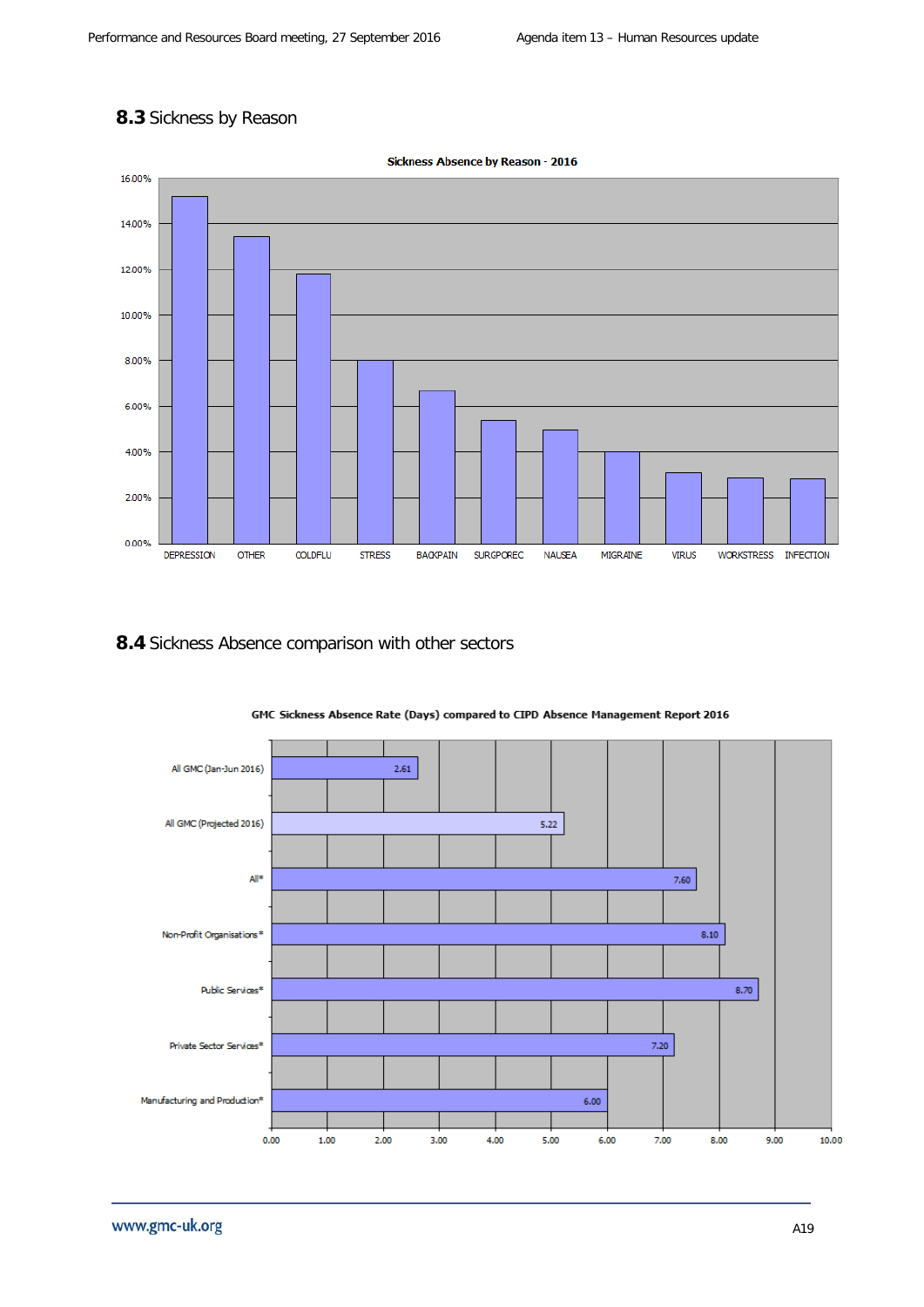## 8.3 Sickness by Reason

**Sickness Absence by Reason - 2016**

| Reason | Percentage |
|---|---|
| DEPRESSION | ~15.2% |
| OTHER | ~13.5% |
| COLDFLU | ~11.8% |
| STRESS | ~8.0% |
| BACKPAIN | ~6.7% |
| SURGPOREC | ~5.4% |
| NAUSEA | ~5.0% |
| MIGRAINE | ~4.0% |
| VIRUS | ~3.1% |
| WORKSTRESS | ~2.9% |
| INFECTION | ~2.9% |

## 8.4 Sickness Absence comparison with other sectors

**GMC Sickness Absence Rate (Days) compared to CIPD Absence Management Report 2016**

| Category | Days |
|---|---|
| All GMC (Jan-Jun 2016) | 2.61 |
| All GMC (Projected 2016) | 5.22 |
| All* | 7.60 |
| Non-Profit Organisations* | 8.10 |
| Public Services* | 8.70 |
| Private Sector Services* | 7.20 |
| Manufacturing and Production* | 6.00 |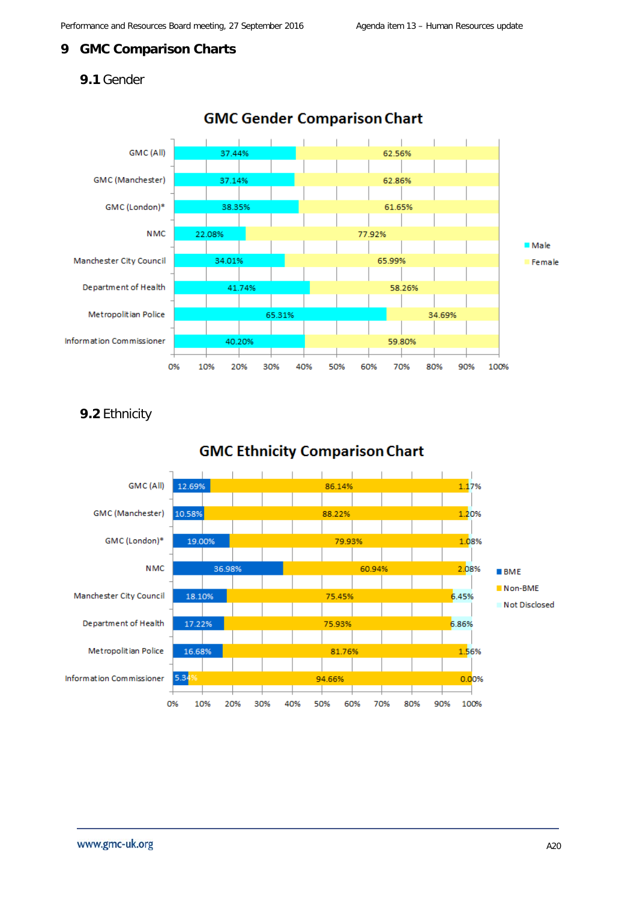## 9 GMC Comparison Charts

### 9.1 Gender

**GMC Gender Comparison Chart**

| | Male | Female |
|---|---|---|
| GMC (All) | 37.44% | 62.56% |
| GMC (Manchester) | 37.14% | 62.86% |
| GMC (London)* | 38.35% | 61.65% |
| NMC | 22.08% | 77.92% |
| Manchester City Council | 34.01% | 65.99% |
| Department of Health | 41.74% | 58.26% |
| Metropolitan Police | 65.31% | 34.69% |
| Information Commissioner | 40.20% | 59.80% |

### 9.2 Ethnicity

**GMC Ethnicity Comparison Chart**

| | BME | Non-BME | Not Disclosed |
|---|---|---|---|
| GMC (All) | 12.69% | 86.14% | 1.17% |
| GMC (Manchester) | 10.58% | 88.22% | 1.20% |
| GMC (London)* | 19.00% | 79.93% | 1.08% |
| NMC | 36.98% | 60.94% | 2.08% |
| Manchester City Council | 18.10% | 75.45% | 6.45% |
| Department of Health | 17.22% | 75.93% | 6.86% |
| Metropolitan Police | 16.68% | 81.76% | 1.56% |
| Information Commissioner | 5.34% | 94.66% | 0.00% |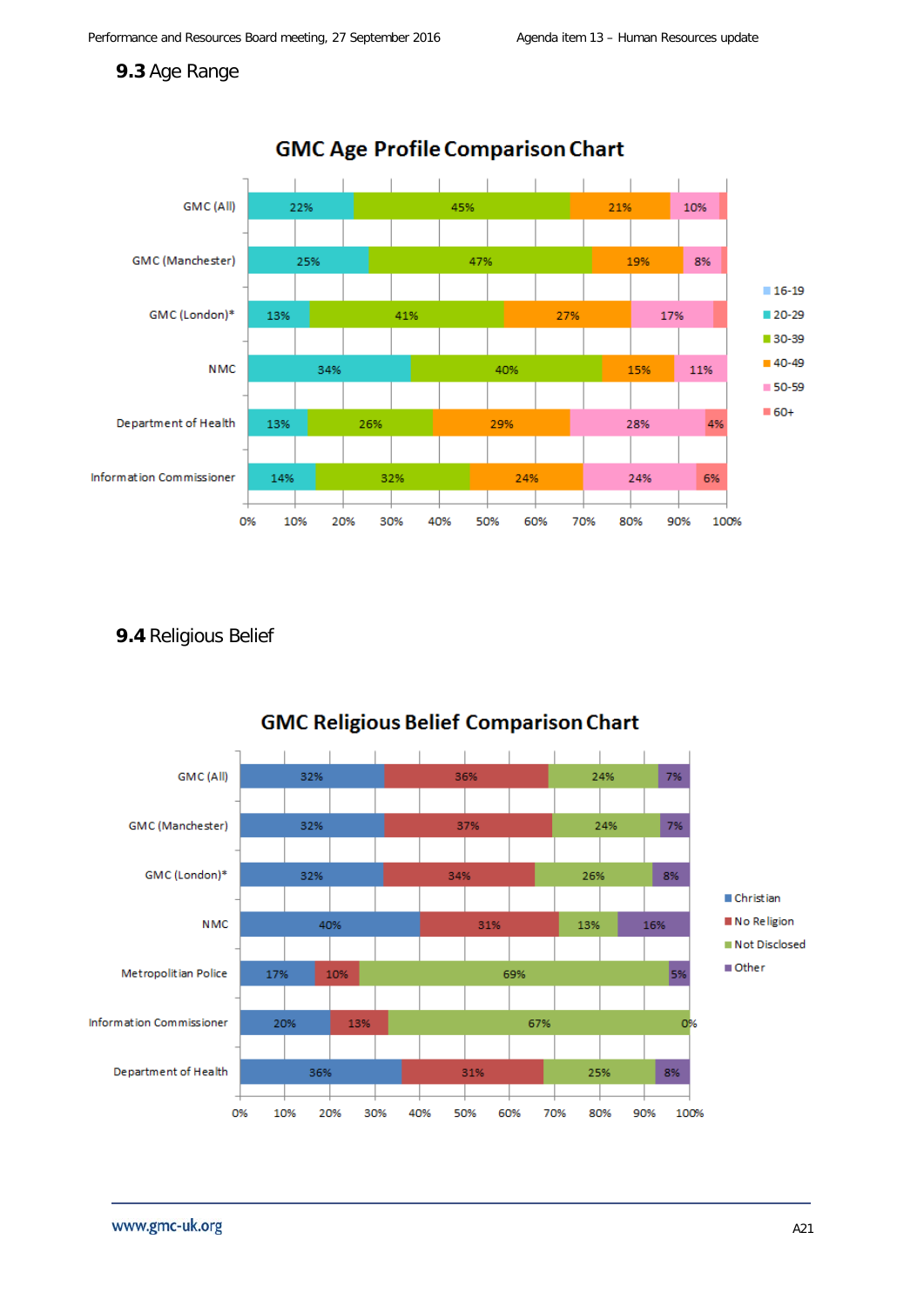## 9.3 Age Range

**GMC Age Profile Comparison Chart**

| | 16-19 | 20-29 | 30-39 | 40-49 | 50-59 | 60+ |
|---|---|---|---|---|---|---|
| GMC (All) | | 22% | 45% | 21% | 10% | |
| GMC (Manchester) | | 25% | 47% | 19% | 8% | |
| GMC (London)* | | 13% | 41% | 27% | 17% | |
| NMC | | 34% | 40% | 15% | 11% | |
| Department of Health | | 13% | 26% | 29% | 28% | 4% |
| Information Commissioner | | 14% | 32% | 24% | 24% | 6% |

## 9.4 Religious Belief

**GMC Religious Belief Comparison Chart**

| | Christian | No Religion | Not Disclosed | Other |
|---|---|---|---|---|
| GMC (All) | 32% | 36% | 24% | 7% |
| GMC (Manchester) | 32% | 37% | 24% | 7% |
| GMC (London)* | 32% | 34% | 26% | 8% |
| NMC | 40% | 31% | 13% | 16% |
| Metropolitan Police | 17% | 10% | 69% | 5% |
| Information Commissioner | 20% | 13% | 67% | 0% |
| Department of Health | 36% | 31% | 25% | 8% |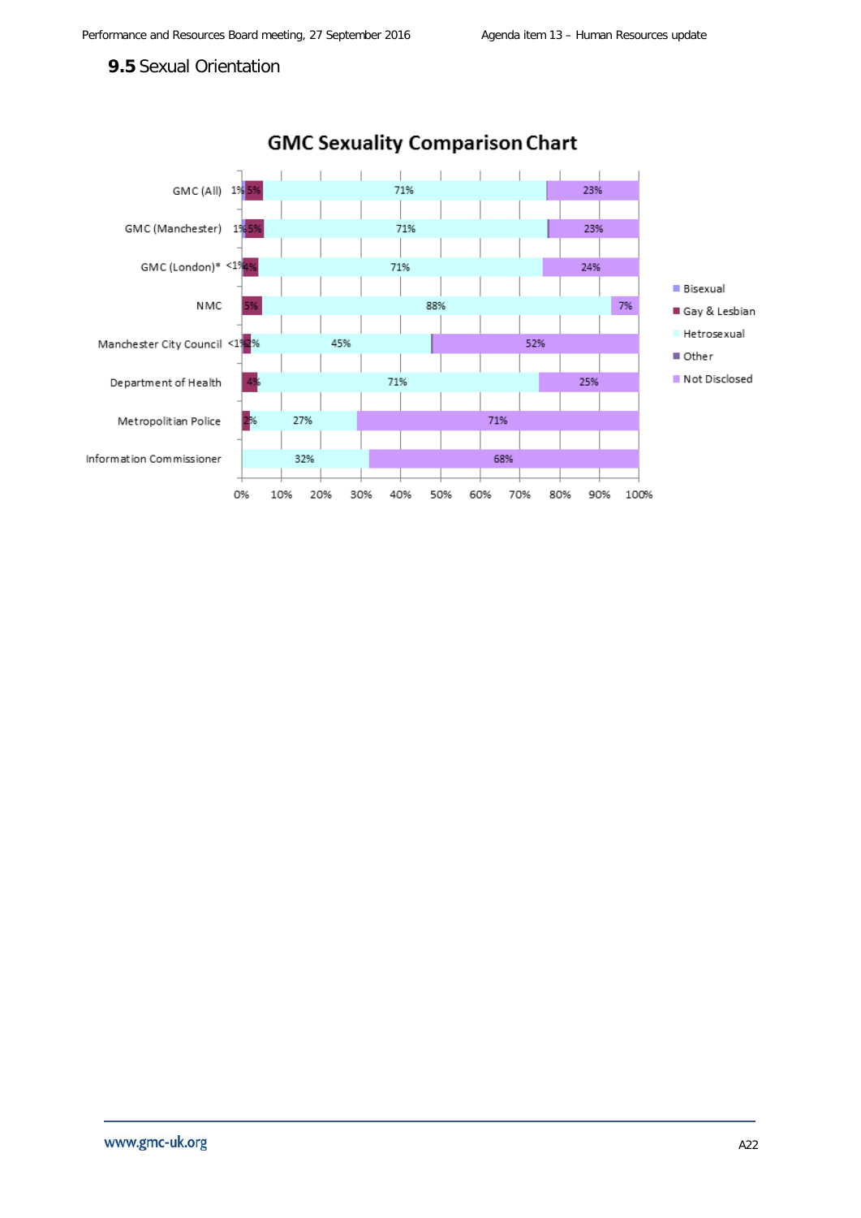## 9.5 Sexual Orientation

**GMC Sexuality Comparison Chart**

| | Bisexual | Gay & Lesbian | Hetrosexual | Other | Not Disclosed |
|---|---|---|---|---|---|
| GMC (All) | 1% | 5% | 71% | | 23% |
| GMC (Manchester) | 1% | 5% | 71% | | 23% |
| GMC (London)* | <1% | 4% | 71% | | 24% |
| NMC | | 5% | 88% | | 7% |
| Manchester City Council | <1% | 2% | 45% | | 52% |
| Department of Health | | 4% | 71% | | 25% |
| Metropolitan Police | | 2% | 27% | | 71% |
| Information Commissioner | | | 32% | | 68% |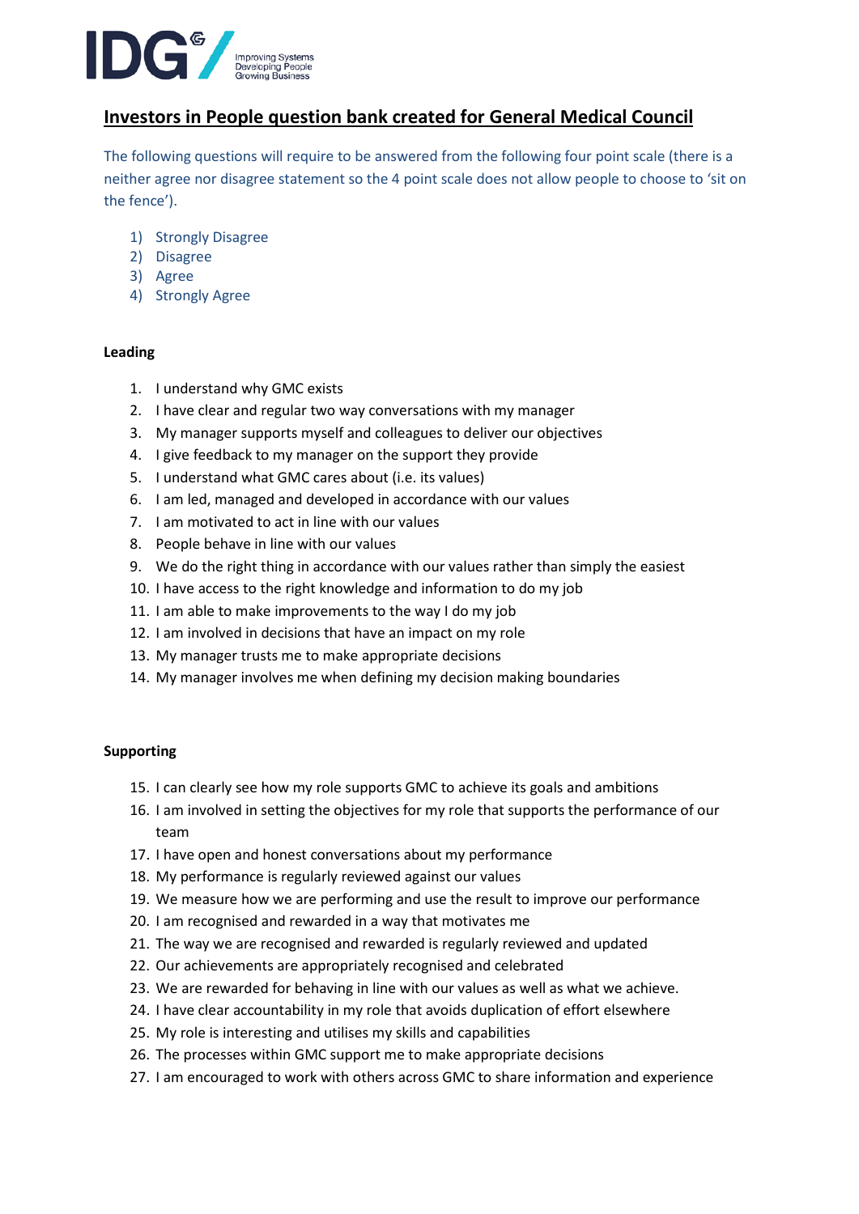## Investors in People question bank created for General Medical Council

The following questions will require to be answered from the following four point scale (there is a neither agree nor disagree statement so the 4 point scale does not allow people to choose to 'sit on the fence').

1) Strongly Disagree
2) Disagree
3) Agree
4) Strongly Agree

**Leading**

1. I understand why GMC exists
2. I have clear and regular two way conversations with my manager
3. My manager supports myself and colleagues to deliver our objectives
4. I give feedback to my manager on the support they provide
5. I understand what GMC cares about (i.e. its values)
6. I am led, managed and developed in accordance with our values
7. I am motivated to act in line with our values
8. People behave in line with our values
9. We do the right thing in accordance with our values rather than simply the easiest
10. I have access to the right knowledge and information to do my job
11. I am able to make improvements to the way I do my job
12. I am involved in decisions that have an impact on my role
13. My manager trusts me to make appropriate decisions
14. My manager involves me when defining my decision making boundaries

**Supporting**

15. I can clearly see how my role supports GMC to achieve its goals and ambitions
16. I am involved in setting the objectives for my role that supports the performance of our team
17. I have open and honest conversations about my performance
18. My performance is regularly reviewed against our values
19. We measure how we are performing and use the result to improve our performance
20. I am recognised and rewarded in a way that motivates me
21. The way we are recognised and rewarded is regularly reviewed and updated
22. Our achievements are appropriately recognised and celebrated
23. We are rewarded for behaving in line with our values as well as what we achieve.
24. I have clear accountability in my role that avoids duplication of effort elsewhere
25. My role is interesting and utilises my skills and capabilities
26. The processes within GMC support me to make appropriate decisions
27. I am encouraged to work with others across GMC to share information and experience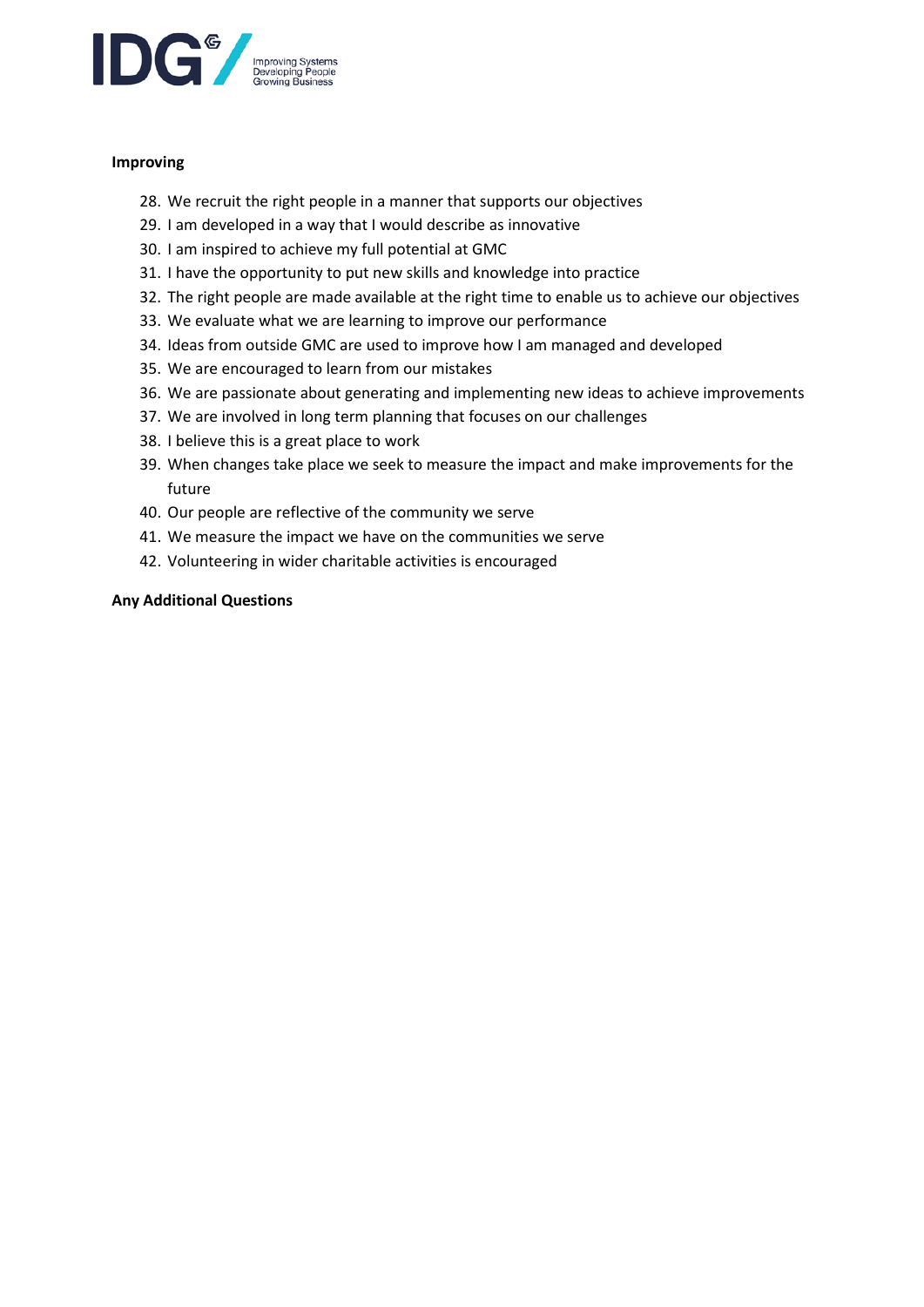**Improving**

28. We recruit the right people in a manner that supports our objectives
29. I am developed in a way that I would describe as innovative
30. I am inspired to achieve my full potential at GMC
31. I have the opportunity to put new skills and knowledge into practice
32. The right people are made available at the right time to enable us to achieve our objectives
33. We evaluate what we are learning to improve our performance
34. Ideas from outside GMC are used to improve how I am managed and developed
35. We are encouraged to learn from our mistakes
36. We are passionate about generating and implementing new ideas to achieve improvements
37. We are involved in long term planning that focuses on our challenges
38. I believe this is a great place to work
39. When changes take place we seek to measure the impact and make improvements for the future
40. Our people are reflective of the community we serve
41. We measure the impact we have on the communities we serve
42. Volunteering in wider charitable activities is encouraged

**Any Additional Questions**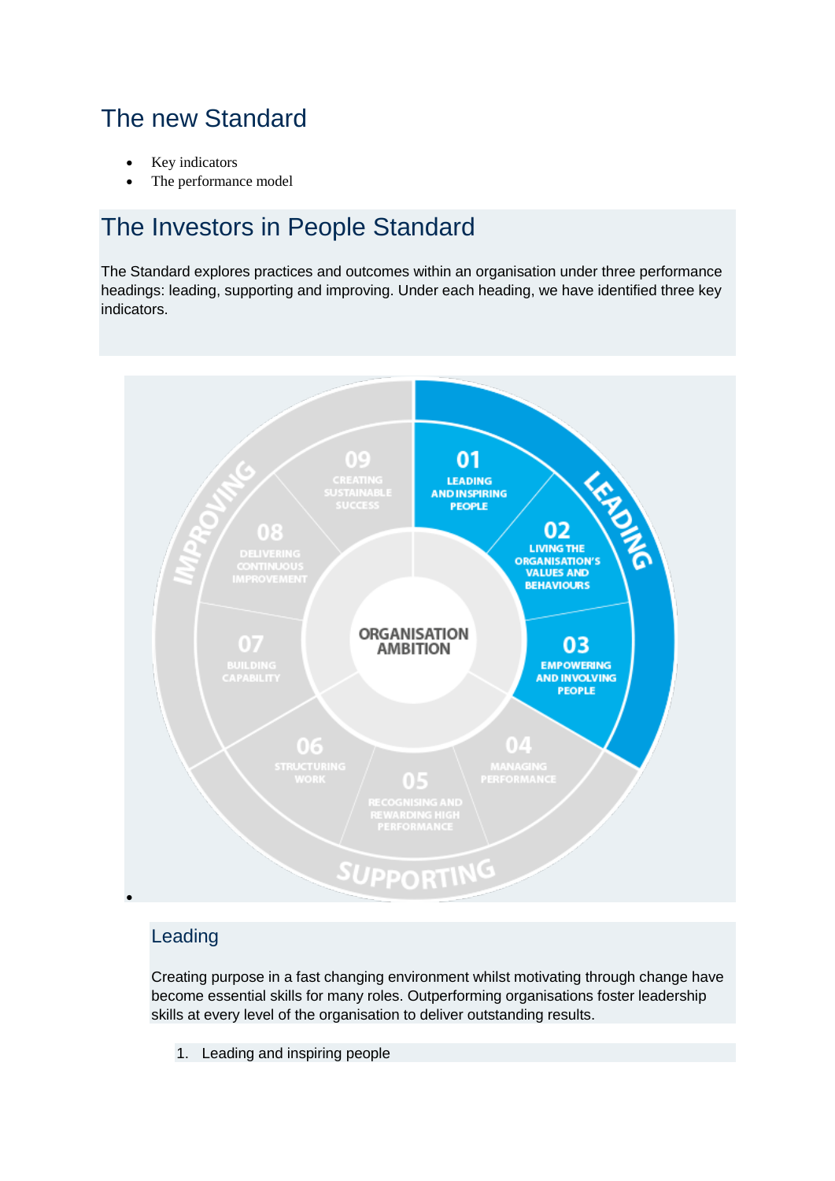## The new Standard

- Key indicators
- The performance model

## The Investors in People Standard

The Standard explores practices and outcomes within an organisation under three performance headings: leading, supporting and improving. Under each heading, we have identified three key indicators.

### Leading

Creating purpose in a fast changing environment whilst motivating through change have become essential skills for many roles. Outperforming organisations foster leadership skills at every level of the organisation to deliver outstanding results.

1. Leading and inspiring people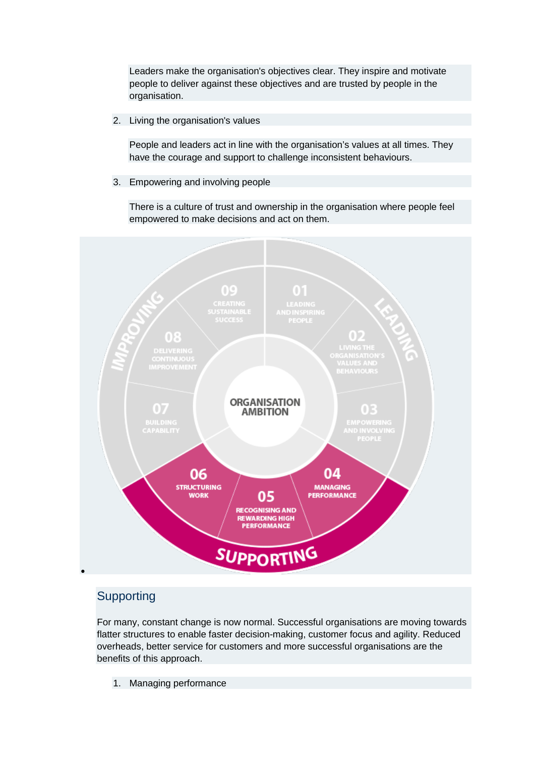Leaders make the organisation's objectives clear. They inspire and motivate people to deliver against these objectives and are trusted by people in the organisation.

2. Living the organisation's values

   People and leaders act in line with the organisation's values at all times. They have the courage and support to challenge inconsistent behaviours.

3. Empowering and involving people

   There is a culture of trust and ownership in the organisation where people feel empowered to make decisions and act on them.

## Supporting

For many, constant change is now normal. Successful organisations are moving towards flatter structures to enable faster decision-making, customer focus and agility. Reduced overheads, better service for customers and more successful organisations are the benefits of this approach.

1. Managing performance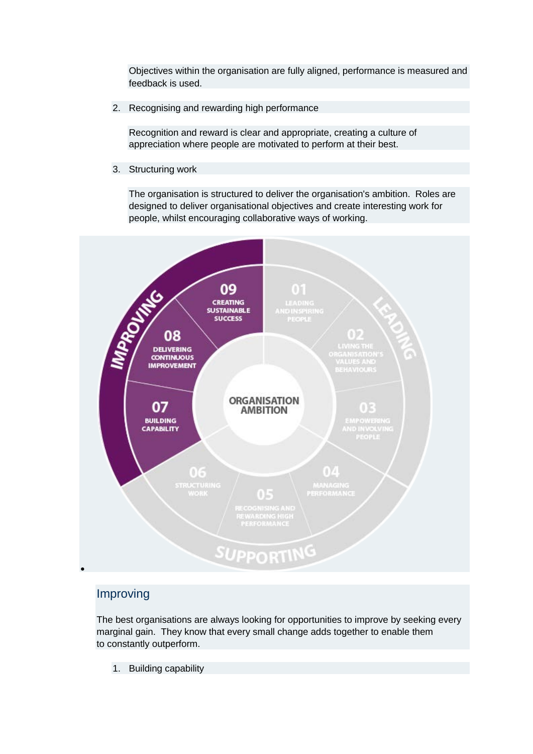Objectives within the organisation are fully aligned, performance is measured and feedback is used.

2. Recognising and rewarding high performance

   Recognition and reward is clear and appropriate, creating a culture of appreciation where people are motivated to perform at their best.

3. Structuring work

   The organisation is structured to deliver the organisation's ambition. Roles are designed to deliver organisational objectives and create interesting work for people, whilst encouraging collaborative ways of working.

## Improving

The best organisations are always looking for opportunities to improve by seeking every marginal gain. They know that every small change adds together to enable them to constantly outperform.

1. Building capability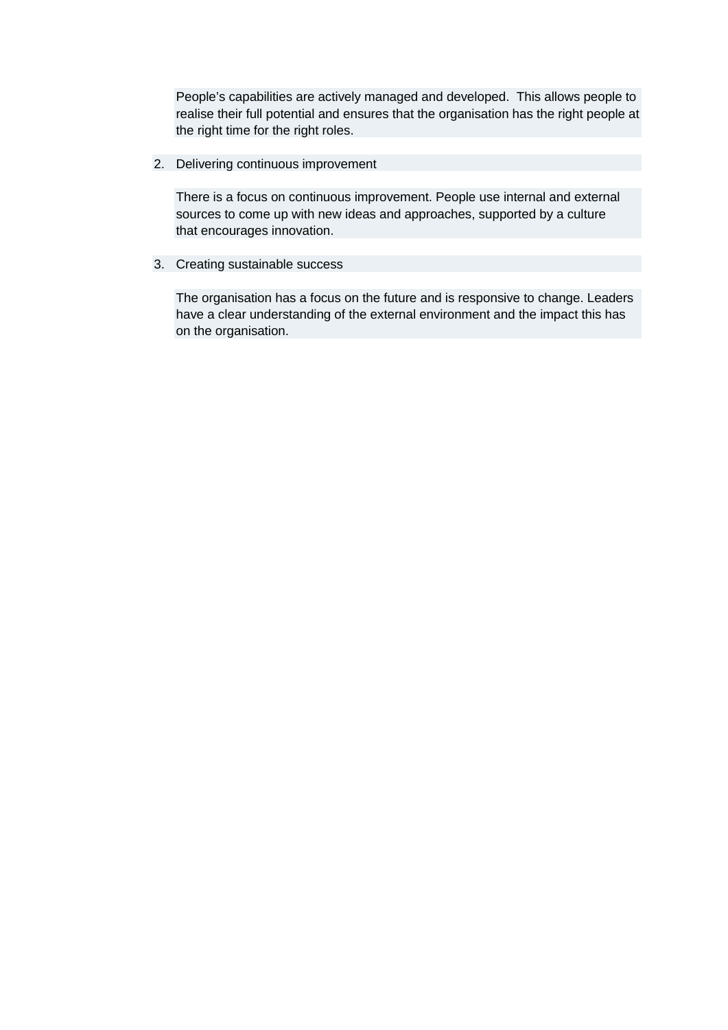People's capabilities are actively managed and developed.  This allows people to realise their full potential and ensures that the organisation has the right people at the right time for the right roles.

2. Delivering continuous improvement

   There is a focus on continuous improvement. People use internal and external sources to come up with new ideas and approaches, supported by a culture that encourages innovation.

3. Creating sustainable success

   The organisation has a focus on the future and is responsive to change. Leaders have a clear understanding of the external environment and the impact this has on the organisation.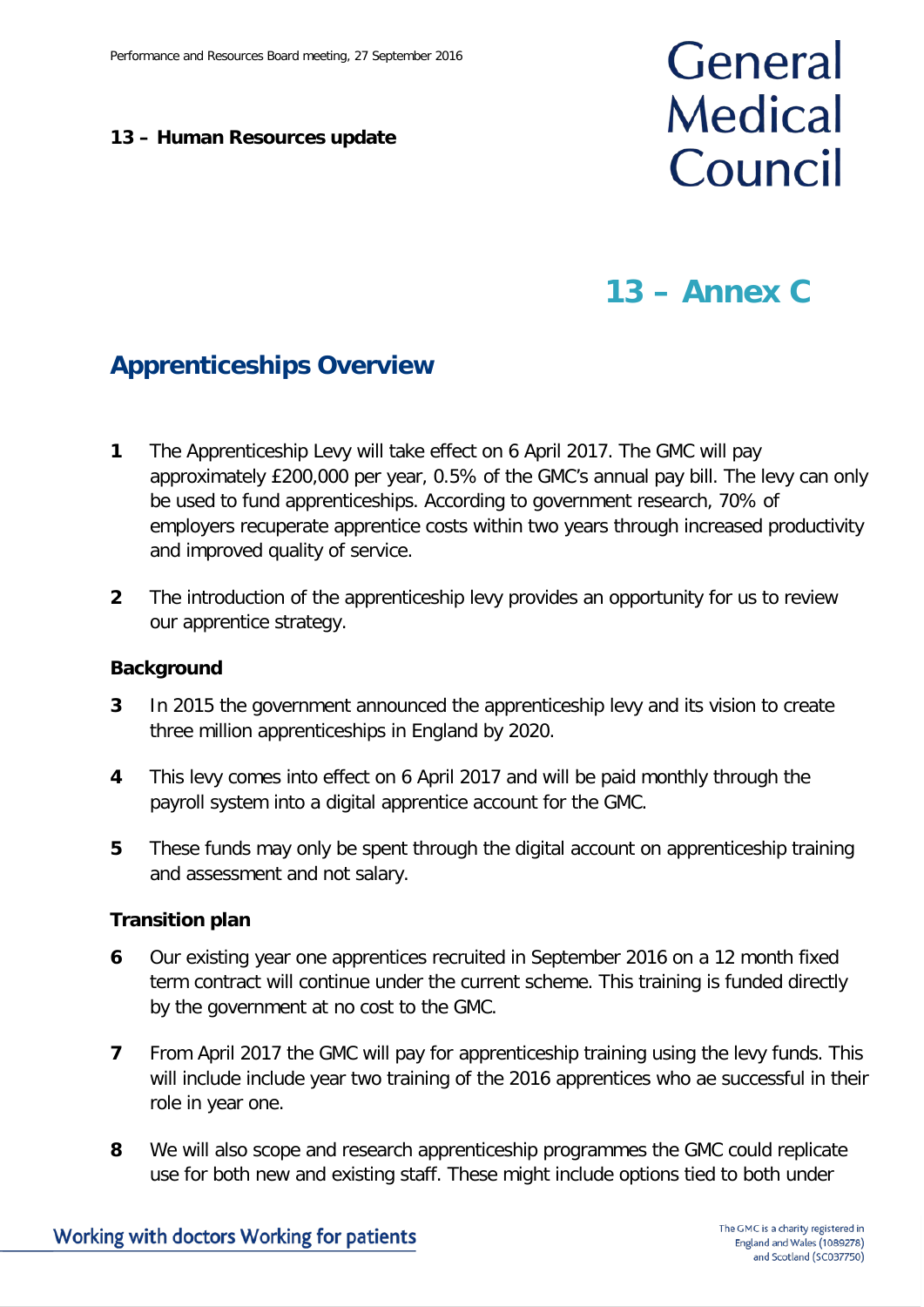13 – Human Resources update

# 13 – Annex C

## Apprenticeships Overview

**1** The Apprenticeship Levy will take effect on 6 April 2017. The GMC will pay approximately £200,000 per year, 0.5% of the GMC's annual pay bill. The levy can only be used to fund apprenticeships. According to government research, 70% of employers recuperate apprentice costs within two years through increased productivity and improved quality of service.

**2** The introduction of the apprenticeship levy provides an opportunity for us to review our apprentice strategy.

### Background

**3** In 2015 the government announced the apprenticeship levy and its vision to create three million apprenticeships in England by 2020.

**4** This levy comes into effect on 6 April 2017 and will be paid monthly through the payroll system into a digital apprentice account for the GMC.

**5** These funds may only be spent through the digital account on apprenticeship training and assessment and not salary.

### Transition plan

**6** Our existing year one apprentices recruited in September 2016 on a 12 month fixed term contract will continue under the current scheme. This training is funded directly by the government at no cost to the GMC.

**7** From April 2017 the GMC will pay for apprenticeship training using the levy funds. This will include include year two training of the 2016 apprentices who ae successful in their role in year one.

**8** We will also scope and research apprenticeship programmes the GMC could replicate use for both new and existing staff. These might include options tied to both under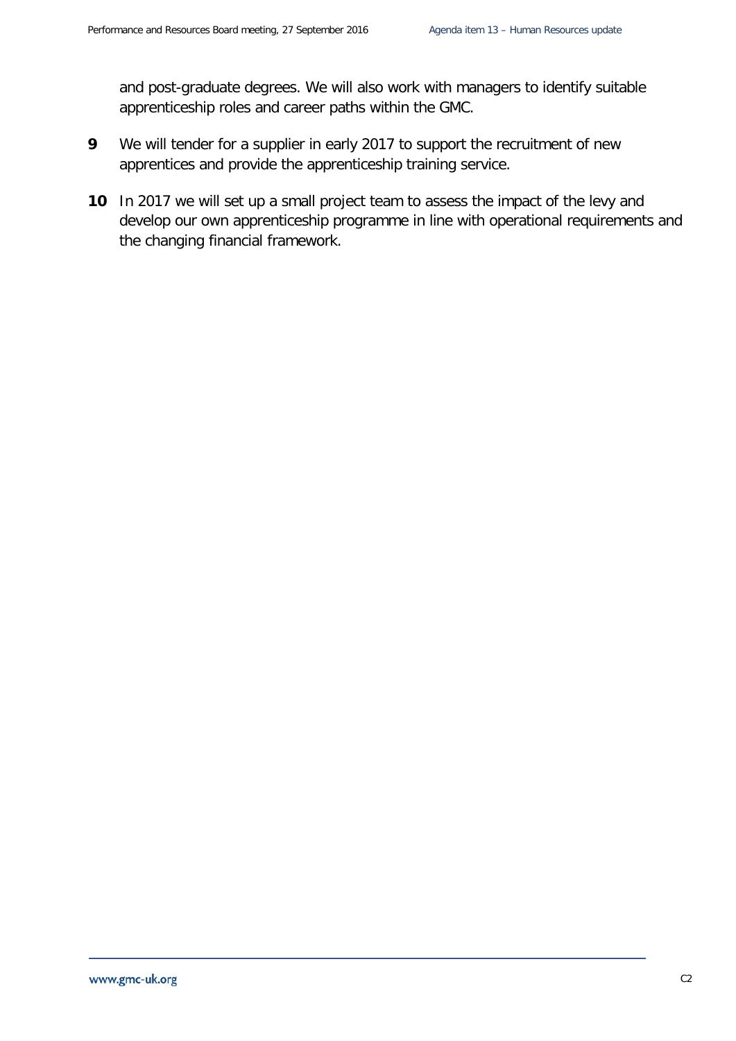and post-graduate degrees. We will also work with managers to identify suitable apprenticeship roles and career paths within the GMC.

**9** We will tender for a supplier in early 2017 to support the recruitment of new apprentices and provide the apprenticeship training service.

**10** In 2017 we will set up a small project team to assess the impact of the levy and develop our own apprenticeship programme in line with operational requirements and the changing financial framework.